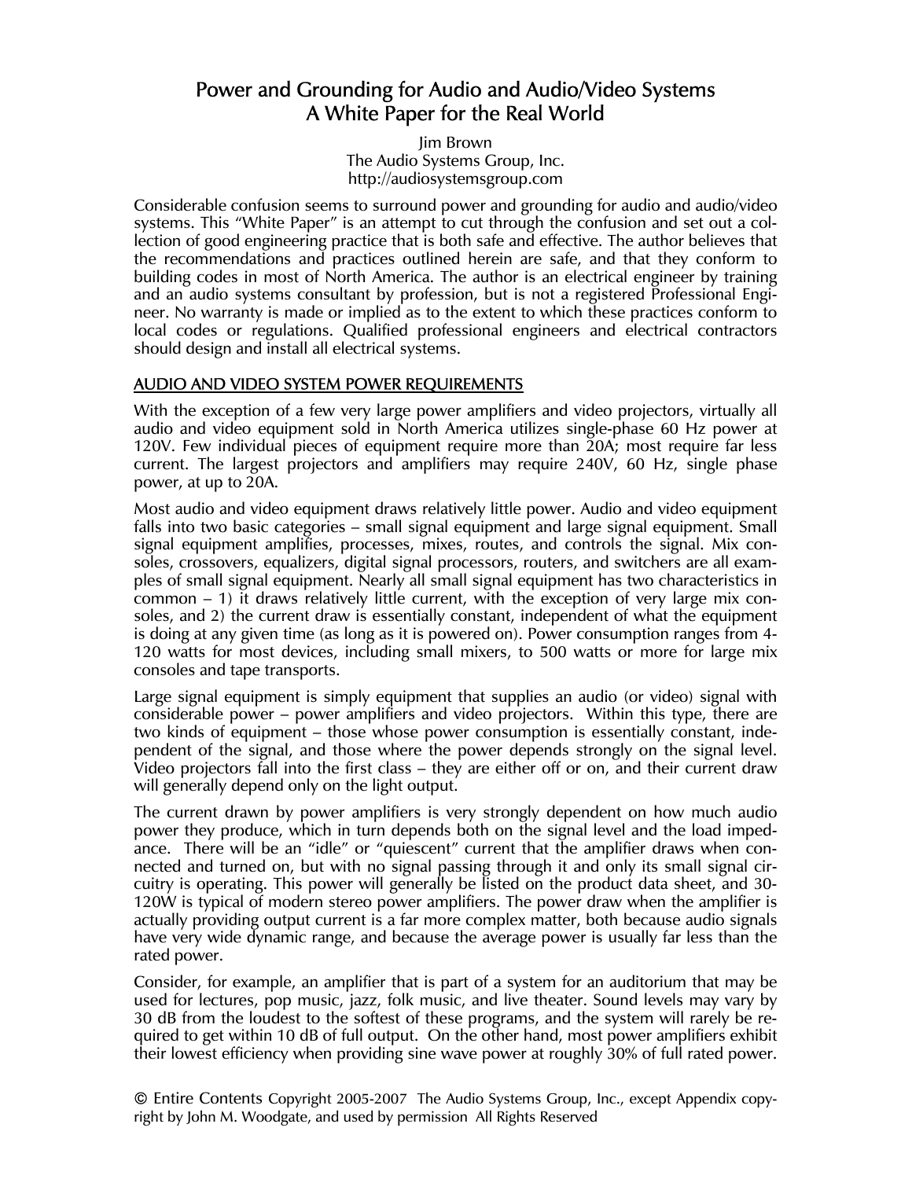# Power and Grounding for Audio and Audio/Video Systems
# A White Paper for the Real World

Jim Brown
The Audio Systems Group, Inc.
http://audiosystemsgroup.com

Considerable confusion seems to surround power and grounding for audio and audio/video systems. This "White Paper" is an attempt to cut through the confusion and set out a collection of good engineering practice that is both safe and effective. The author believes that the recommendations and practices outlined herein are safe, and that they conform to building codes in most of North America. The author is an electrical engineer by training and an audio systems consultant by profession, but is not a registered Professional Engineer. No warranty is made or implied as to the extent to which these practices conform to local codes or regulations. Qualified professional engineers and electrical contractors should design and install all electrical systems.

## AUDIO AND VIDEO SYSTEM POWER REQUIREMENTS

With the exception of a few very large power amplifiers and video projectors, virtually all audio and video equipment sold in North America utilizes single-phase 60 Hz power at 120V. Few individual pieces of equipment require more than 20A; most require far less current. The largest projectors and amplifiers may require 240V, 60 Hz, single phase power, at up to 20A.

Most audio and video equipment draws relatively little power. Audio and video equipment falls into two basic categories – small signal equipment and large signal equipment. Small signal equipment amplifies, processes, mixes, routes, and controls the signal. Mix consoles, crossovers, equalizers, digital signal processors, routers, and switchers are all examples of small signal equipment. Nearly all small signal equipment has two characteristics in common – 1) it draws relatively little current, with the exception of very large mix consoles, and 2) the current draw is essentially constant, independent of what the equipment is doing at any given time (as long as it is powered on). Power consumption ranges from 4-120 watts for most devices, including small mixers, to 500 watts or more for large mix consoles and tape transports.

Large signal equipment is simply equipment that supplies an audio (or video) signal with considerable power – power amplifiers and video projectors. Within this type, there are two kinds of equipment – those whose power consumption is essentially constant, independent of the signal, and those where the power depends strongly on the signal level. Video projectors fall into the first class – they are either off or on, and their current draw will generally depend only on the light output.

The current drawn by power amplifiers is very strongly dependent on how much audio power they produce, which in turn depends both on the signal level and the load impedance. There will be an "idle" or "quiescent" current that the amplifier draws when connected and turned on, but with no signal passing through it and only its small signal circuitry is operating. This power will generally be listed on the product data sheet, and 30-120W is typical of modern stereo power amplifiers. The power draw when the amplifier is actually providing output current is a far more complex matter, both because audio signals have very wide dynamic range, and because the average power is usually far less than the rated power.

Consider, for example, an amplifier that is part of a system for an auditorium that may be used for lectures, pop music, jazz, folk music, and live theater. Sound levels may vary by 30 dB from the loudest to the softest of these programs, and the system will rarely be required to get within 10 dB of full output. On the other hand, most power amplifiers exhibit their lowest efficiency when providing sine wave power at roughly 30% of full rated power.

© Entire Contents Copyright 2005-2007 The Audio Systems Group, Inc., except Appendix copyright by John M. Woodgate, and used by permission All Rights Reserved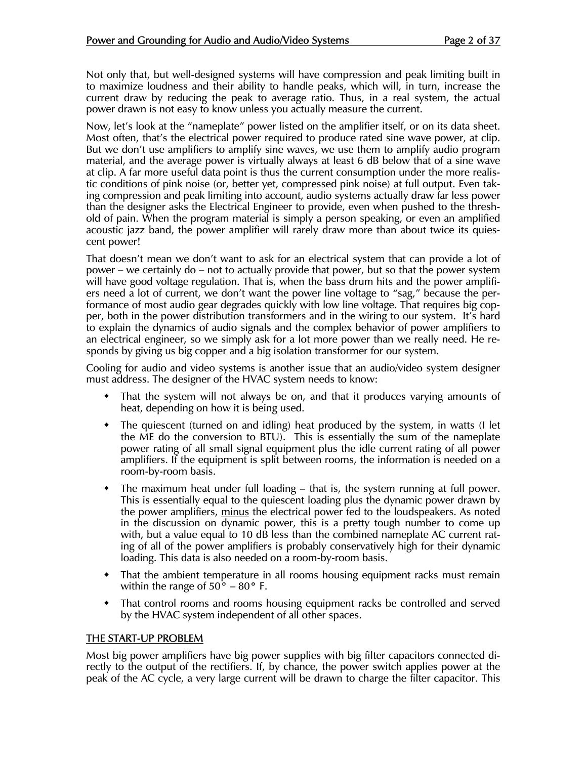Not only that, but well-designed systems will have compression and peak limiting built in to maximize loudness and their ability to handle peaks, which will, in turn, increase the current draw by reducing the peak to average ratio. Thus, in a real system, the actual power drawn is not easy to know unless you actually measure the current.

Now, let's look at the "nameplate" power listed on the amplifier itself, or on its data sheet. Most often, that's the electrical power required to produce rated sine wave power, at clip. But we don't use amplifiers to amplify sine waves, we use them to amplify audio program material, and the average power is virtually always at least 6 dB below that of a sine wave at clip. A far more useful data point is thus the current consumption under the more realistic conditions of pink noise (or, better yet, compressed pink noise) at full output. Even taking compression and peak limiting into account, audio systems actually draw far less power than the designer asks the Electrical Engineer to provide, even when pushed to the threshold of pain. When the program material is simply a person speaking, or even an amplified acoustic jazz band, the power amplifier will rarely draw more than about twice its quiescent power!

That doesn't mean we don't want to ask for an electrical system that can provide a lot of power – we certainly do – not to actually provide that power, but so that the power system will have good voltage regulation. That is, when the bass drum hits and the power amplifiers need a lot of current, we don't want the power line voltage to "sag," because the performance of most audio gear degrades quickly with low line voltage. That requires big copper, both in the power distribution transformers and in the wiring to our system. It's hard to explain the dynamics of audio signals and the complex behavior of power amplifiers to an electrical engineer, so we simply ask for a lot more power than we really need. He responds by giving us big copper and a big isolation transformer for our system.

Cooling for audio and video systems is another issue that an audio/video system designer must address. The designer of the HVAC system needs to know:

- That the system will not always be on, and that it produces varying amounts of heat, depending on how it is being used.
- The quiescent (turned on and idling) heat produced by the system, in watts (I let the ME do the conversion to BTU). This is essentially the sum of the nameplate power rating of all small signal equipment plus the idle current rating of all power amplifiers. If the equipment is split between rooms, the information is needed on a room-by-room basis.
- The maximum heat under full loading – that is, the system running at full power. This is essentially equal to the quiescent loading plus the dynamic power drawn by the power amplifiers, minus the electrical power fed to the loudspeakers. As noted in the discussion on dynamic power, this is a pretty tough number to come up with, but a value equal to 10 dB less than the combined nameplate AC current rating of all of the power amplifiers is probably conservatively high for their dynamic loading. This data is also needed on a room-by-room basis.
- That the ambient temperature in all rooms housing equipment racks must remain within the range of 50° – 80° F.
- That control rooms and rooms housing equipment racks be controlled and served by the HVAC system independent of all other spaces.

## THE START-UP PROBLEM

Most big power amplifiers have big power supplies with big filter capacitors connected directly to the output of the rectifiers. If, by chance, the power switch applies power at the peak of the AC cycle, a very large current will be drawn to charge the filter capacitor. This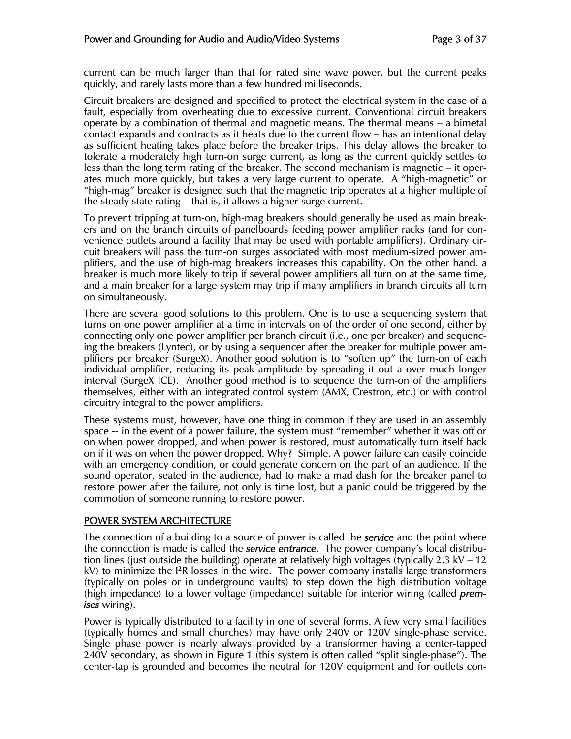current can be much larger than that for rated sine wave power, but the current peaks quickly, and rarely lasts more than a few hundred milliseconds.

Circuit breakers are designed and specified to protect the electrical system in the case of a fault, especially from overheating due to excessive current. Conventional circuit breakers operate by a combination of thermal and magnetic means. The thermal means – a bimetal contact expands and contracts as it heats due to the current flow – has an intentional delay as sufficient heating takes place before the breaker trips. This delay allows the breaker to tolerate a moderately high turn-on surge current, as long as the current quickly settles to less than the long term rating of the breaker. The second mechanism is magnetic – it operates much more quickly, but takes a very large current to operate. A "high-magnetic" or "high-mag" breaker is designed such that the magnetic trip operates at a higher multiple of the steady state rating – that is, it allows a higher surge current.

To prevent tripping at turn-on, high-mag breakers should generally be used as main breakers and on the branch circuits of panelboards feeding power amplifier racks (and for convenience outlets around a facility that may be used with portable amplifiers). Ordinary circuit breakers will pass the turn-on surges associated with most medium-sized power amplifiers, and the use of high-mag breakers increases this capability. On the other hand, a breaker is much more likely to trip if several power amplifiers all turn on at the same time, and a main breaker for a large system may trip if many amplifiers in branch circuits all turn on simultaneously.

There are several good solutions to this problem. One is to use a sequencing system that turns on one power amplifier at a time in intervals on of the order of one second, either by connecting only one power amplifier per branch circuit (i.e., one per breaker) and sequencing the breakers (Lyntec), or by using a sequencer after the breaker for multiple power amplifiers per breaker (SurgeX). Another good solution is to "soften up" the turn-on of each individual amplifier, reducing its peak amplitude by spreading it out a over much longer interval (SurgeX ICE). Another good method is to sequence the turn-on of the amplifiers themselves, either with an integrated control system (AMX, Crestron, etc.) or with control circuitry integral to the power amplifiers.

These systems must, however, have one thing in common if they are used in an assembly space -- in the event of a power failure, the system must "remember" whether it was off or on when power dropped, and when power is restored, must automatically turn itself back on if it was on when the power dropped. Why? Simple. A power failure can easily coincide with an emergency condition, or could generate concern on the part of an audience. If the sound operator, seated in the audience, had to make a mad dash for the breaker panel to restore power after the failure, not only is time lost, but a panic could be triggered by the commotion of someone running to restore power.

## POWER SYSTEM ARCHITECTURE

The connection of a building to a source of power is called the ***service*** and the point where the connection is made is called the ***service entrance***. The power company's local distribution lines (just outside the building) operate at relatively high voltages (typically 2.3 kV – 12 kV) to minimize the $I^2R$ losses in the wire. The power company installs large transformers (typically on poles or in underground vaults) to step down the high distribution voltage (high impedance) to a lower voltage (impedance) suitable for interior wiring (called ***premises*** wiring).

Power is typically distributed to a facility in one of several forms. A few very small facilities (typically homes and small churches) may have only 240V or 120V single-phase service. Single phase power is nearly always provided by a transformer having a center-tapped 240V secondary, as shown in Figure 1 (this system is often called "split single-phase"). The center-tap is grounded and becomes the neutral for 120V equipment and for outlets con-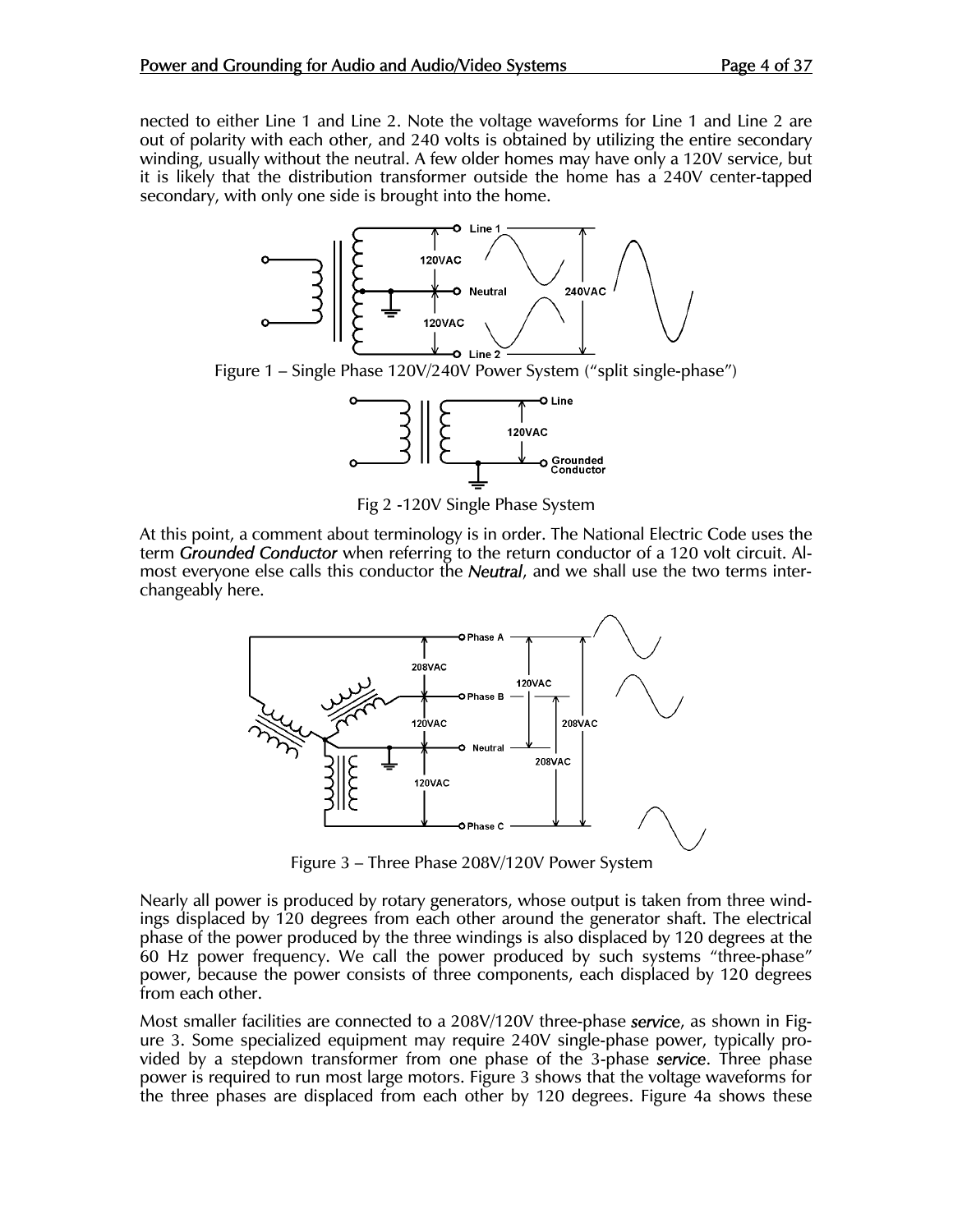nected to either Line 1 and Line 2. Note the voltage waveforms for Line 1 and Line 2 are out of polarity with each other, and 240 volts is obtained by utilizing the entire secondary winding, usually without the neutral. A few older homes may have only a 120V service, but it is likely that the distribution transformer outside the home has a 240V center-tapped secondary, with only one side is brought into the home.

Figure 1 – Single Phase 120V/240V Power System ("split single-phase")

Fig 2 -120V Single Phase System

At this point, a comment about terminology is in order. The National Electric Code uses the term ***Grounded Conductor*** when referring to the return conductor of a 120 volt circuit. Almost everyone else calls this conductor the ***Neutral***, and we shall use the two terms interchangeably here.

Figure 3 – Three Phase 208V/120V Power System

Nearly all power is produced by rotary generators, whose output is taken from three windings displaced by 120 degrees from each other around the generator shaft. The electrical phase of the power produced by the three windings is also displaced by 120 degrees at the 60 Hz power frequency. We call the power produced by such systems "three-phase" power, because the power consists of three components, each displaced by 120 degrees from each other.

Most smaller facilities are connected to a 208V/120V three-phase ***service***, as shown in Figure 3. Some specialized equipment may require 240V single-phase power, typically provided by a stepdown transformer from one phase of the 3-phase ***service***. Three phase power is required to run most large motors. Figure 3 shows that the voltage waveforms for the three phases are displaced from each other by 120 degrees. Figure 4a shows these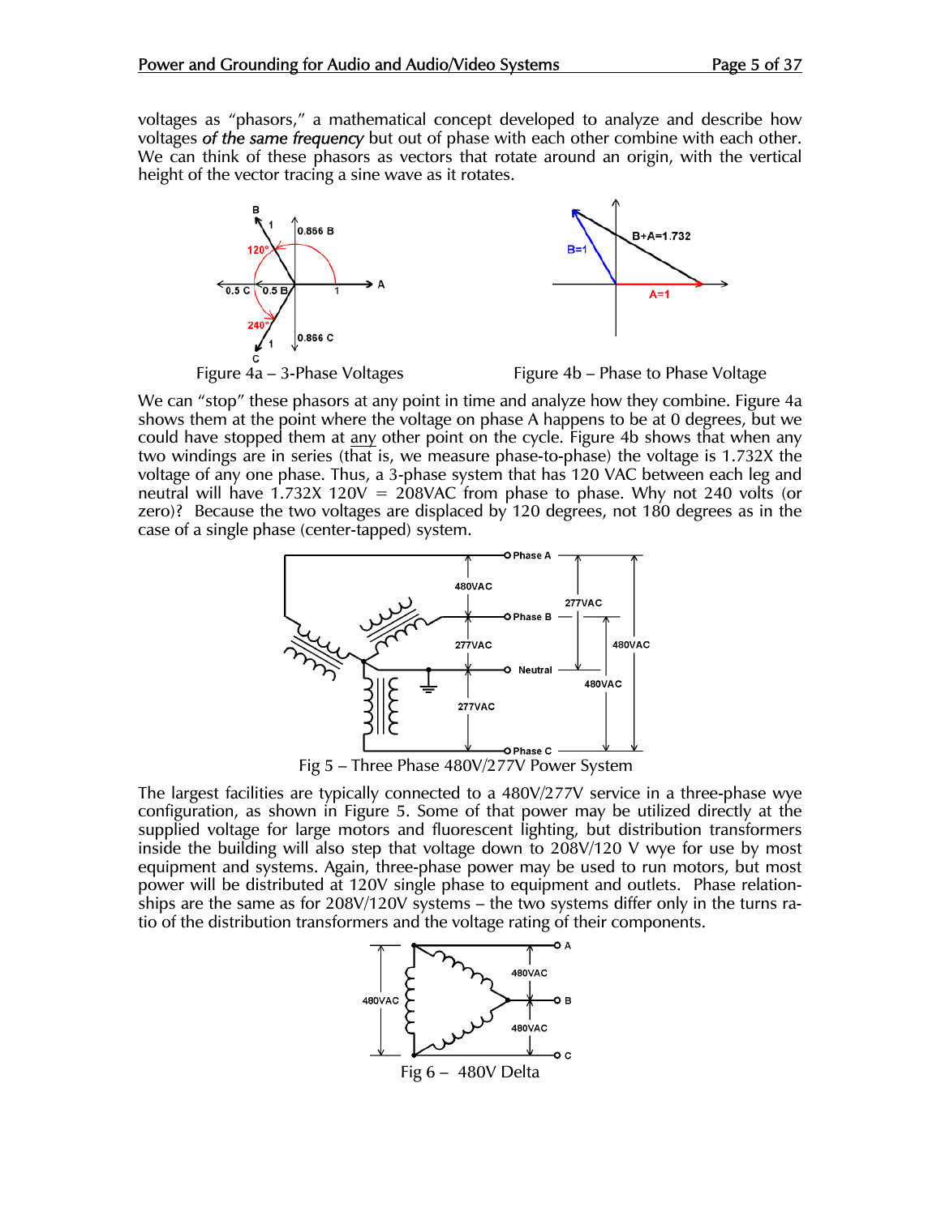voltages as "phasors," a mathematical concept developed to analyze and describe how voltages *of the same frequency* but out of phase with each other combine with each other. We can think of these phasors as vectors that rotate around an origin, with the vertical height of the vector tracing a sine wave as it rotates.

Figure 4a – 3-Phase Voltages

Figure 4b – Phase to Phase Voltage

We can "stop" these phasors at any point in time and analyze how they combine. Figure 4a shows them at the point where the voltage on phase A happens to be at 0 degrees, but we could have stopped them at any other point on the cycle. Figure 4b shows that when any two windings are in series (that is, we measure phase-to-phase) the voltage is 1.732X the voltage of any one phase. Thus, a 3-phase system that has 120 VAC between each leg and neutral will have 1.732X 120V = 208VAC from phase to phase. Why not 240 volts (or zero)? Because the two voltages are displaced by 120 degrees, not 180 degrees as in the case of a single phase (center-tapped) system.

Fig 5 – Three Phase 480V/277V Power System

The largest facilities are typically connected to a 480V/277V service in a three-phase wye configuration, as shown in Figure 5. Some of that power may be utilized directly at the supplied voltage for large motors and fluorescent lighting, but distribution transformers inside the building will also step that voltage down to 208V/120 V wye for use by most equipment and systems. Again, three-phase power may be used to run motors, but most power will be distributed at 120V single phase to equipment and outlets. Phase relationships are the same as for 208V/120V systems – the two systems differ only in the turns ratio of the distribution transformers and the voltage rating of their components.

Fig 6 – 480V Delta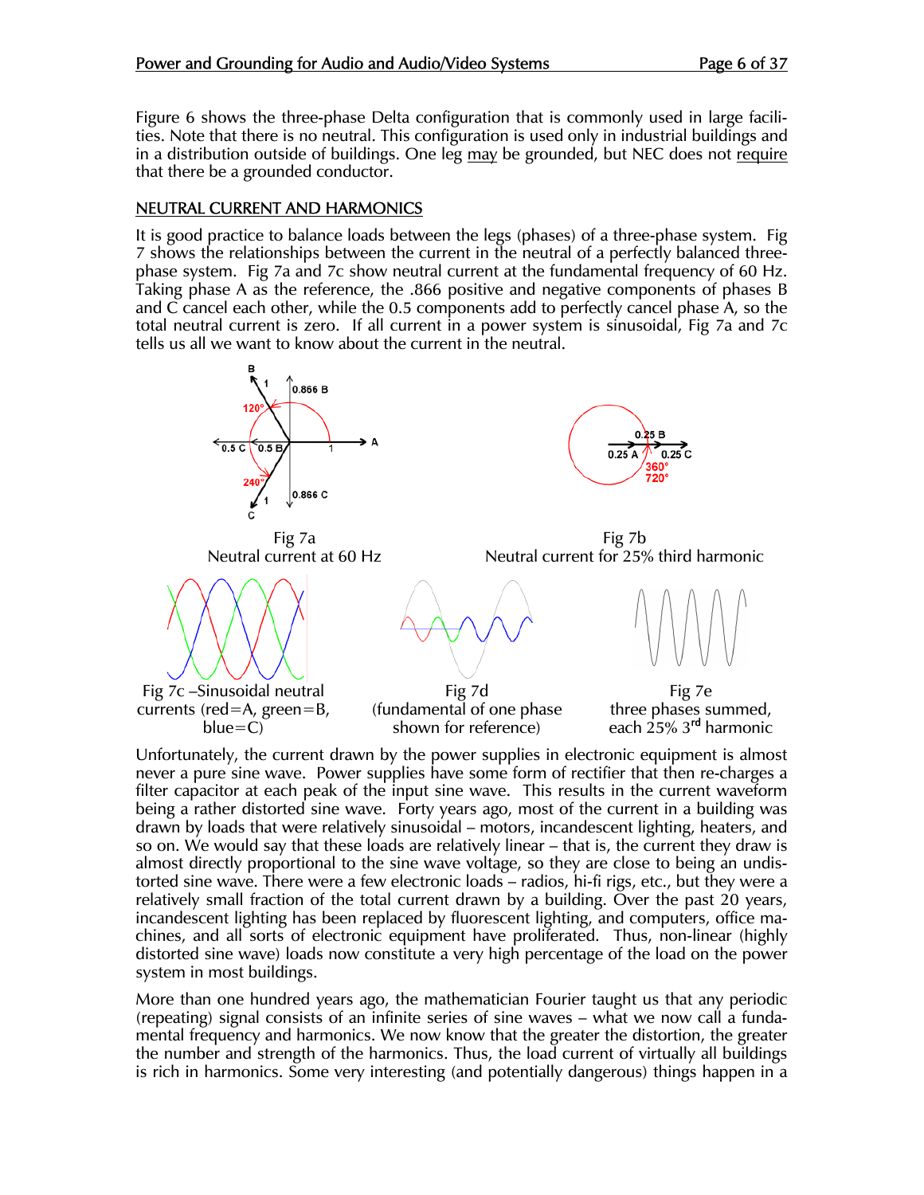Figure 6 shows the three-phase Delta configuration that is commonly used in large facilities. Note that there is no neutral. This configuration is used only in industrial buildings and in a distribution outside of buildings. One leg may be grounded, but NEC does not require that there be a grounded conductor.

## NEUTRAL CURRENT AND HARMONICS

It is good practice to balance loads between the legs (phases) of a three-phase system. Fig 7 shows the relationships between the current in the neutral of a perfectly balanced three-phase system. Fig 7a and 7c show neutral current at the fundamental frequency of 60 Hz. Taking phase A as the reference, the .866 positive and negative components of phases B and C cancel each other, while the 0.5 components add to perfectly cancel phase A, so the total neutral current is zero. If all current in a power system is sinusoidal, Fig 7a and 7c tells us all we want to know about the current in the neutral.

Fig 7a
Neutral current at 60 Hz

Fig 7b
Neutral current for 25% third harmonic

Fig 7c –Sinusoidal neutral currents (red=A, green=B, blue=C)

Fig 7d
(fundamental of one phase shown for reference)

Fig 7e
three phases summed, each 25% 3rd harmonic

Unfortunately, the current drawn by the power supplies in electronic equipment is almost never a pure sine wave. Power supplies have some form of rectifier that then re-charges a filter capacitor at each peak of the input sine wave. This results in the current waveform being a rather distorted sine wave. Forty years ago, most of the current in a building was drawn by loads that were relatively sinusoidal – motors, incandescent lighting, heaters, and so on. We would say that these loads are relatively linear – that is, the current they draw is almost directly proportional to the sine wave voltage, so they are close to being an undistorted sine wave. There were a few electronic loads – radios, hi-fi rigs, etc., but they were a relatively small fraction of the total current drawn by a building. Over the past 20 years, incandescent lighting has been replaced by fluorescent lighting, and computers, office machines, and all sorts of electronic equipment have proliferated. Thus, non-linear (highly distorted sine wave) loads now constitute a very high percentage of the load on the power system in most buildings.

More than one hundred years ago, the mathematician Fourier taught us that any periodic (repeating) signal consists of an infinite series of sine waves – what we now call a fundamental frequency and harmonics. We now know that the greater the distortion, the greater the number and strength of the harmonics. Thus, the load current of virtually all buildings is rich in harmonics. Some very interesting (and potentially dangerous) things happen in a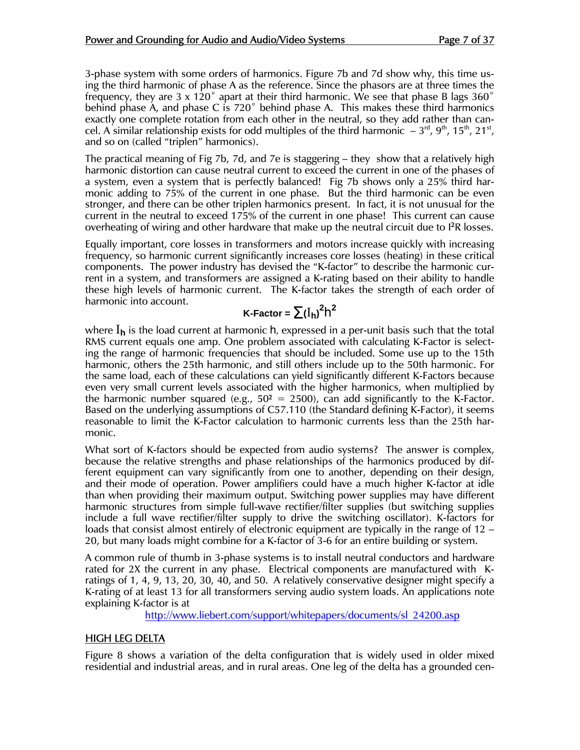3-phase system with some orders of harmonics. Figure 7b and 7d show why, this time using the third harmonic of phase A as the reference. Since the phasors are at three times the frequency, they are 3 x 120° apart at their third harmonic. We see that phase B lags 360° behind phase A, and phase C is 720° behind phase A. This makes these third harmonics exactly one complete rotation from each other in the neutral, so they add rather than cancel. A similar relationship exists for odd multiples of the third harmonic – 3rd, 9th, 15th, 21st, and so on (called "triplen" harmonics).

The practical meaning of Fig 7b, 7d, and 7e is staggering – they show that a relatively high harmonic distortion can cause neutral current to exceed the current in one of the phases of a system, even a system that is perfectly balanced! Fig 7b shows only a 25% third harmonic adding to 75% of the current in one phase. But the third harmonic can be even stronger, and there can be other triplen harmonics present. In fact, it is not unusual for the current in the neutral to exceed 175% of the current in one phase! This current can cause overheating of wiring and other hardware that make up the neutral circuit due to $I^2R$ losses.

Equally important, core losses in transformers and motors increase quickly with increasing frequency, so harmonic current significantly increases core losses (heating) in these critical components. The power industry has devised the "K-factor" to describe the harmonic current in a system, and transformers are assigned a K-rating based on their ability to handle these high levels of harmonic current. The K-factor takes the strength of each order of harmonic into account.

$$\text{K-Factor} = \sum (I_h)^2 h^2$$

where $I_h$ is the load current at harmonic $h$, expressed in a per-unit basis such that the total RMS current equals one amp. One problem associated with calculating K-Factor is selecting the range of harmonic frequencies that should be included. Some use up to the 15th harmonic, others the 25th harmonic, and still others include up to the 50th harmonic. For the same load, each of these calculations can yield significantly different K-Factors because even very small current levels associated with the higher harmonics, when multiplied by the harmonic number squared (e.g., $50^2 = 2500$), can add significantly to the K-Factor. Based on the underlying assumptions of C57.110 (the Standard defining K-Factor), it seems reasonable to limit the K-Factor calculation to harmonic currents less than the 25th harmonic.

What sort of K-factors should be expected from audio systems? The answer is complex, because the relative strengths and phase relationships of the harmonics produced by different equipment can vary significantly from one to another, depending on their design, and their mode of operation. Power amplifiers could have a much higher K-factor at idle than when providing their maximum output. Switching power supplies may have different harmonic structures from simple full-wave rectifier/filter supplies (but switching supplies include a full wave rectifier/filter supply to drive the switching oscillator). K-factors for loads that consist almost entirely of electronic equipment are typically in the range of 12 – 20, but many loads might combine for a K-factor of 3-6 for an entire building or system.

A common rule of thumb in 3-phase systems is to install neutral conductors and hardware rated for 2X the current in any phase. Electrical components are manufactured with K-ratings of 1, 4, 9, 13, 20, 30, 40, and 50. A relatively conservative designer might specify a K-rating of at least 13 for all transformers serving audio system loads. An applications note explaining K-factor is at

http://www.liebert.com/support/whitepapers/documents/sl_24200.asp

## HIGH LEG DELTA

Figure 8 shows a variation of the delta configuration that is widely used in older mixed residential and industrial areas, and in rural areas. One leg of the delta has a grounded cen-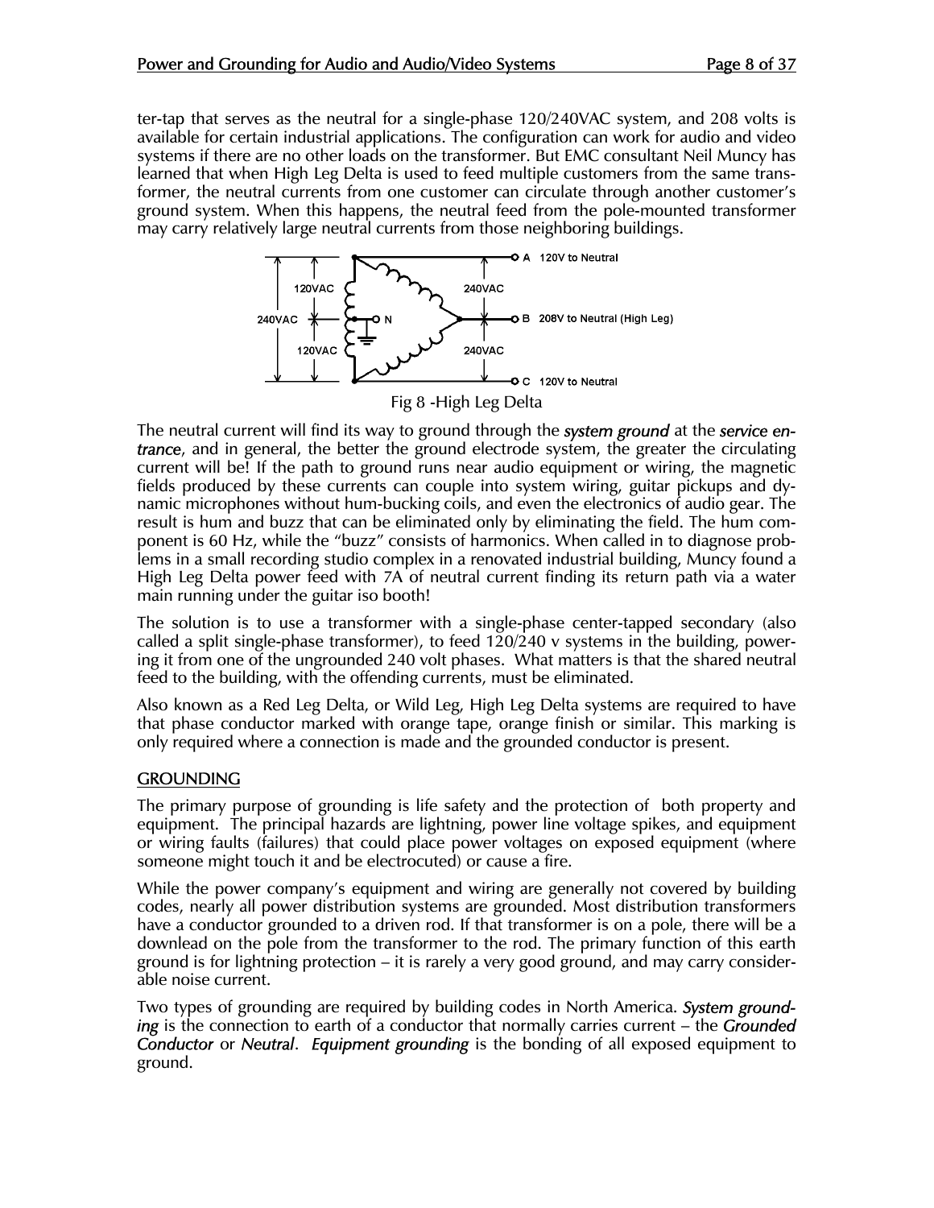ter-tap that serves as the neutral for a single-phase 120/240VAC system, and 208 volts is available for certain industrial applications. The configuration can work for audio and video systems if there are no other loads on the transformer. But EMC consultant Neil Muncy has learned that when High Leg Delta is used to feed multiple customers from the same transformer, the neutral currents from one customer can circulate through another customer's ground system. When this happens, the neutral feed from the pole-mounted transformer may carry relatively large neutral currents from those neighboring buildings.

Fig 8 -High Leg Delta

The neutral current will find its way to ground through the ***system ground*** at the ***service entrance***, and in general, the better the ground electrode system, the greater the circulating current will be! If the path to ground runs near audio equipment or wiring, the magnetic fields produced by these currents can couple into system wiring, guitar pickups and dynamic microphones without hum-bucking coils, and even the electronics of audio gear. The result is hum and buzz that can be eliminated only by eliminating the field. The hum component is 60 Hz, while the "buzz" consists of harmonics. When called in to diagnose problems in a small recording studio complex in a renovated industrial building, Muncy found a High Leg Delta power feed with 7A of neutral current finding its return path via a water main running under the guitar iso booth!

The solution is to use a transformer with a single-phase center-tapped secondary (also called a split single-phase transformer), to feed 120/240 v systems in the building, powering it from one of the ungrounded 240 volt phases. What matters is that the shared neutral feed to the building, with the offending currents, must be eliminated.

Also known as a Red Leg Delta, or Wild Leg, High Leg Delta systems are required to have that phase conductor marked with orange tape, orange finish or similar. This marking is only required where a connection is made and the grounded conductor is present.

## GROUNDING

The primary purpose of grounding is life safety and the protection of both property and equipment. The principal hazards are lightning, power line voltage spikes, and equipment or wiring faults (failures) that could place power voltages on exposed equipment (where someone might touch it and be electrocuted) or cause a fire.

While the power company's equipment and wiring are generally not covered by building codes, nearly all power distribution systems are grounded. Most distribution transformers have a conductor grounded to a driven rod. If that transformer is on a pole, there will be a downlead on the pole from the transformer to the rod. The primary function of this earth ground is for lightning protection – it is rarely a very good ground, and may carry considerable noise current.

Two types of grounding are required by building codes in North America. ***System grounding*** is the connection to earth of a conductor that normally carries current – the ***Grounded Conductor*** or ***Neutral***. ***Equipment grounding*** is the bonding of all exposed equipment to ground.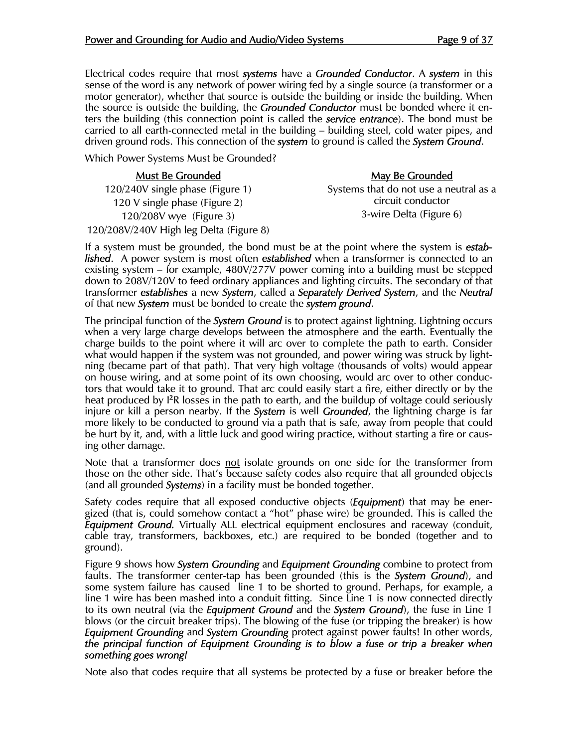Electrical codes require that most ***systems*** have a ***Grounded Conductor***. A ***system*** in this sense of the word is any network of power wiring fed by a single source (a transformer or a motor generator), whether that source is outside the building or inside the building. When the source is outside the building, the ***Grounded Conductor*** must be bonded where it enters the building (this connection point is called the ***service entrance***). The bond must be carried to all earth-connected metal in the building – building steel, cold water pipes, and driven ground rods. This connection of the ***system*** to ground is called the ***System Ground***.

Which Power Systems Must be Grounded?

| Must Be Grounded | May Be Grounded |
|---|---|
| 120/240V single phase (Figure 1) | Systems that do not use a neutral as a circuit conductor |
| 120 V single phase (Figure 2) | 3-wire Delta (Figure 6) |
| 120/208V wye (Figure 3) | |
| 120/208V/240V High leg Delta (Figure 8) | |

If a system must be grounded, the bond must be at the point where the system is ***established***. A power system is most often ***established*** when a transformer is connected to an existing system – for example, 480V/277V power coming into a building must be stepped down to 208V/120V to feed ordinary appliances and lighting circuits. The secondary of that transformer ***establishes*** a new ***System***, called a ***Separately Derived System***, and the ***Neutral*** of that new ***System*** must be bonded to create the ***system ground***.

The principal function of the ***System Ground*** is to protect against lightning. Lightning occurs when a very large charge develops between the atmosphere and the earth. Eventually the charge builds to the point where it will arc over to complete the path to earth. Consider what would happen if the system was not grounded, and power wiring was struck by lightning (became part of that path). That very high voltage (thousands of volts) would appear on house wiring, and at some point of its own choosing, would arc over to other conductors that would take it to ground. That arc could easily start a fire, either directly or by the heat produced by $I^2R$ losses in the path to earth, and the buildup of voltage could seriously injure or kill a person nearby. If the ***System*** is well ***Grounded***, the lightning charge is far more likely to be conducted to ground via a path that is safe, away from people that could be hurt by it, and, with a little luck and good wiring practice, without starting a fire or causing other damage.

Note that a transformer does <u>not</u> isolate grounds on one side for the transformer from those on the other side. That's because safety codes also require that all grounded objects (and all grounded ***Systems***) in a facility must be bonded together.

Safety codes require that all exposed conductive objects (***Equipment***) that may be energized (that is, could somehow contact a "hot" phase wire) be grounded. This is called the ***Equipment Ground.*** Virtually ALL electrical equipment enclosures and raceway (conduit, cable tray, transformers, backboxes, etc.) are required to be bonded (together and to ground).

Figure 9 shows how ***System Grounding*** and ***Equipment Grounding*** combine to protect from faults. The transformer center-tap has been grounded (this is the ***System Ground***), and some system failure has caused line 1 to be shorted to ground. Perhaps, for example, a line 1 wire has been mashed into a conduit fitting. Since Line 1 is now connected directly to its own neutral (via the ***Equipment Ground*** and the ***System Ground***), the fuse in Line 1 blows (or the circuit breaker trips). The blowing of the fuse (or tripping the breaker) is how ***Equipment Grounding*** and ***System Grounding*** protect against power faults! In other words, ***the principal function of Equipment Grounding is to blow a fuse or trip a breaker when something goes wrong!***

Note also that codes require that all systems be protected by a fuse or breaker before the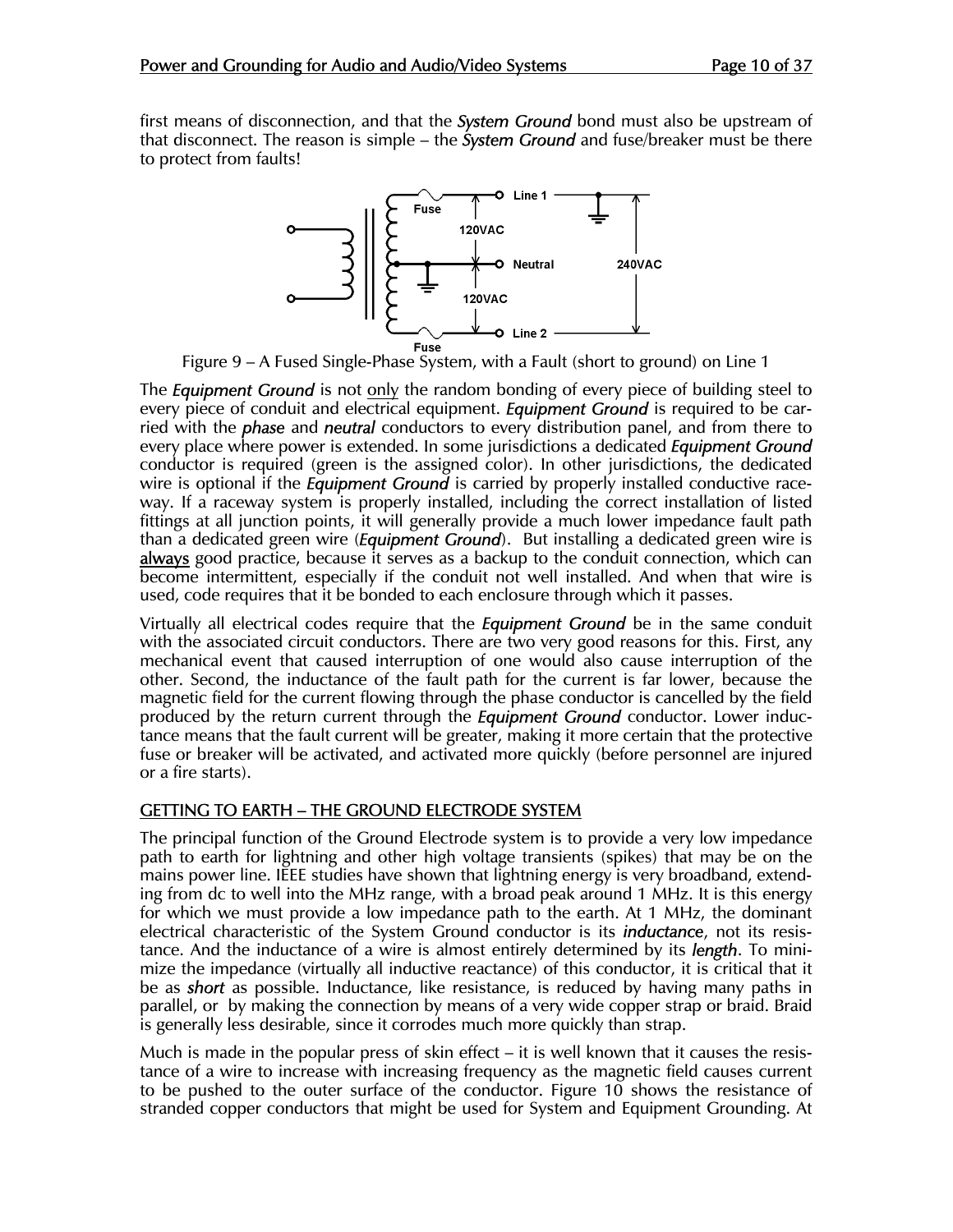first means of disconnection, and that the ***System Ground*** bond must also be upstream of that disconnect. The reason is simple – the ***System Ground*** and fuse/breaker must be there to protect from faults!

Figure 9 – A Fused Single-Phase System, with a Fault (short to ground) on Line 1

The ***Equipment Ground*** is not <u>only</u> the random bonding of every piece of building steel to every piece of conduit and electrical equipment. ***Equipment Ground*** is required to be carried with the ***phase*** and ***neutral*** conductors to every distribution panel, and from there to every place where power is extended. In some jurisdictions a dedicated ***Equipment Ground*** conductor is required (green is the assigned color). In other jurisdictions, the dedicated wire is optional if the ***Equipment Ground*** is carried by properly installed conductive raceway. If a raceway system is properly installed, including the correct installation of listed fittings at all junction points, it will generally provide a much lower impedance fault path than a dedicated green wire (***Equipment Ground***). But installing a dedicated green wire is **<u>always</u>** good practice, because it serves as a backup to the conduit connection, which can become intermittent, especially if the conduit not well installed. And when that wire is used, code requires that it be bonded to each enclosure through which it passes.

Virtually all electrical codes require that the ***Equipment Ground*** be in the same conduit with the associated circuit conductors. There are two very good reasons for this. First, any mechanical event that caused interruption of one would also cause interruption of the other. Second, the inductance of the fault path for the current is far lower, because the magnetic field for the current flowing through the phase conductor is cancelled by the field produced by the return current through the ***Equipment Ground*** conductor. Lower inductance means that the fault current will be greater, making it more certain that the protective fuse or breaker will be activated, and activated more quickly (before personnel are injured or a fire starts).

## <u>GETTING TO EARTH – THE GROUND ELECTRODE SYSTEM</u>

The principal function of the Ground Electrode system is to provide a very low impedance path to earth for lightning and other high voltage transients (spikes) that may be on the mains power line. IEEE studies have shown that lightning energy is very broadband, extending from dc to well into the MHz range, with a broad peak around 1 MHz. It is this energy for which we must provide a low impedance path to the earth. At 1 MHz, the dominant electrical characteristic of the System Ground conductor is its ***inductance***, not its resistance. And the inductance of a wire is almost entirely determined by its ***length***. To minimize the impedance (virtually all inductive reactance) of this conductor, it is critical that it be as ***short*** as possible. Inductance, like resistance, is reduced by having many paths in parallel, or by making the connection by means of a very wide copper strap or braid. Braid is generally less desirable, since it corrodes much more quickly than strap.

Much is made in the popular press of skin effect – it is well known that it causes the resistance of a wire to increase with increasing frequency as the magnetic field causes current to be pushed to the outer surface of the conductor. Figure 10 shows the resistance of stranded copper conductors that might be used for System and Equipment Grounding. At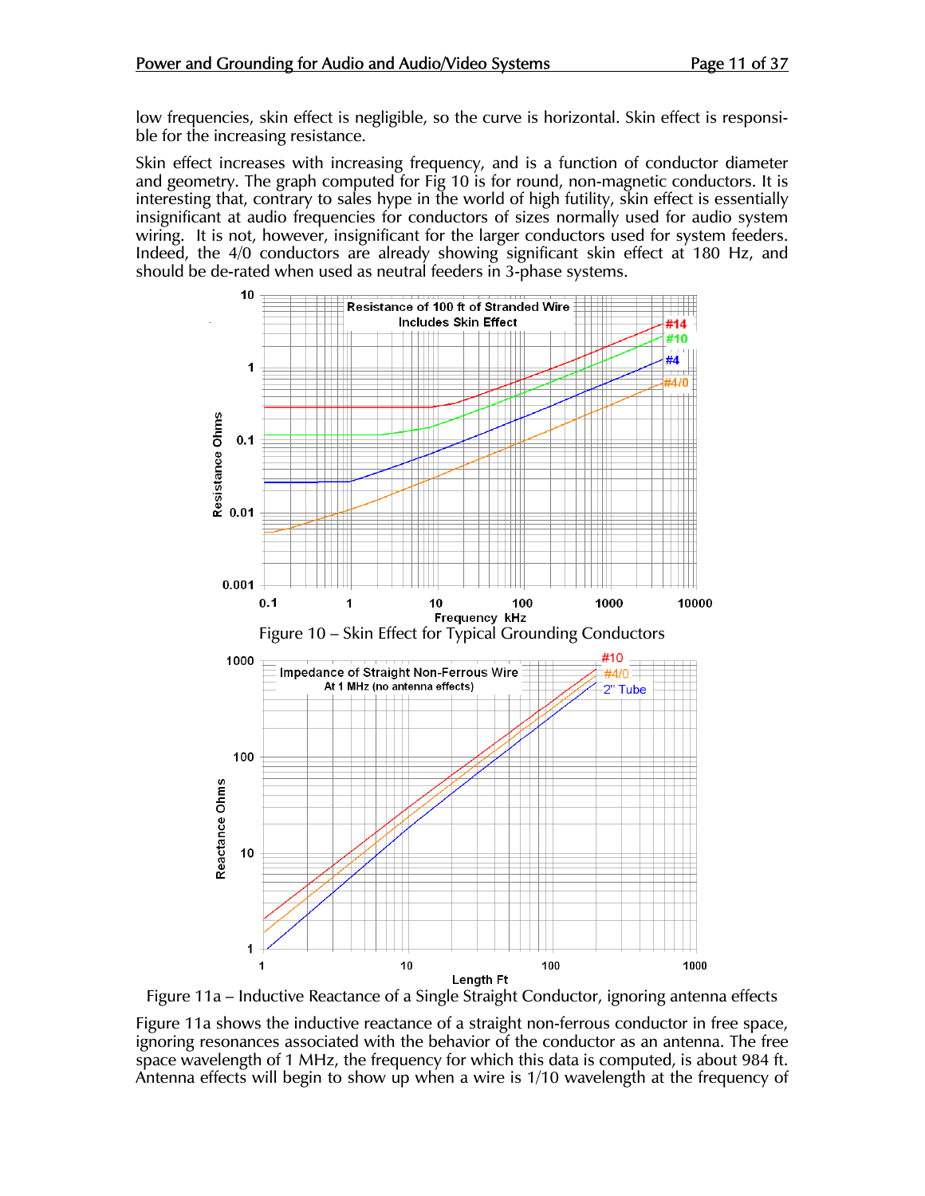low frequencies, skin effect is negligible, so the curve is horizontal. Skin effect is responsible for the increasing resistance.

Skin effect increases with increasing frequency, and is a function of conductor diameter and geometry. The graph computed for Fig 10 is for round, non-magnetic conductors. It is interesting that, contrary to sales hype in the world of high futility, skin effect is essentially insignificant at audio frequencies for conductors of sizes normally used for audio system wiring. It is not, however, insignificant for the larger conductors used for system feeders. Indeed, the 4/0 conductors are already showing significant skin effect at 180 Hz, and should be de-rated when used as neutral feeders in 3-phase systems.

Figure 10 – Skin Effect for Typical Grounding Conductors

Figure 11a – Inductive Reactance of a Single Straight Conductor, ignoring antenna effects

Figure 11a shows the inductive reactance of a straight non-ferrous conductor in free space, ignoring resonances associated with the behavior of the conductor as an antenna. The free space wavelength of 1 MHz, the frequency for which this data is computed, is about 984 ft. Antenna effects will begin to show up when a wire is 1/10 wavelength at the frequency of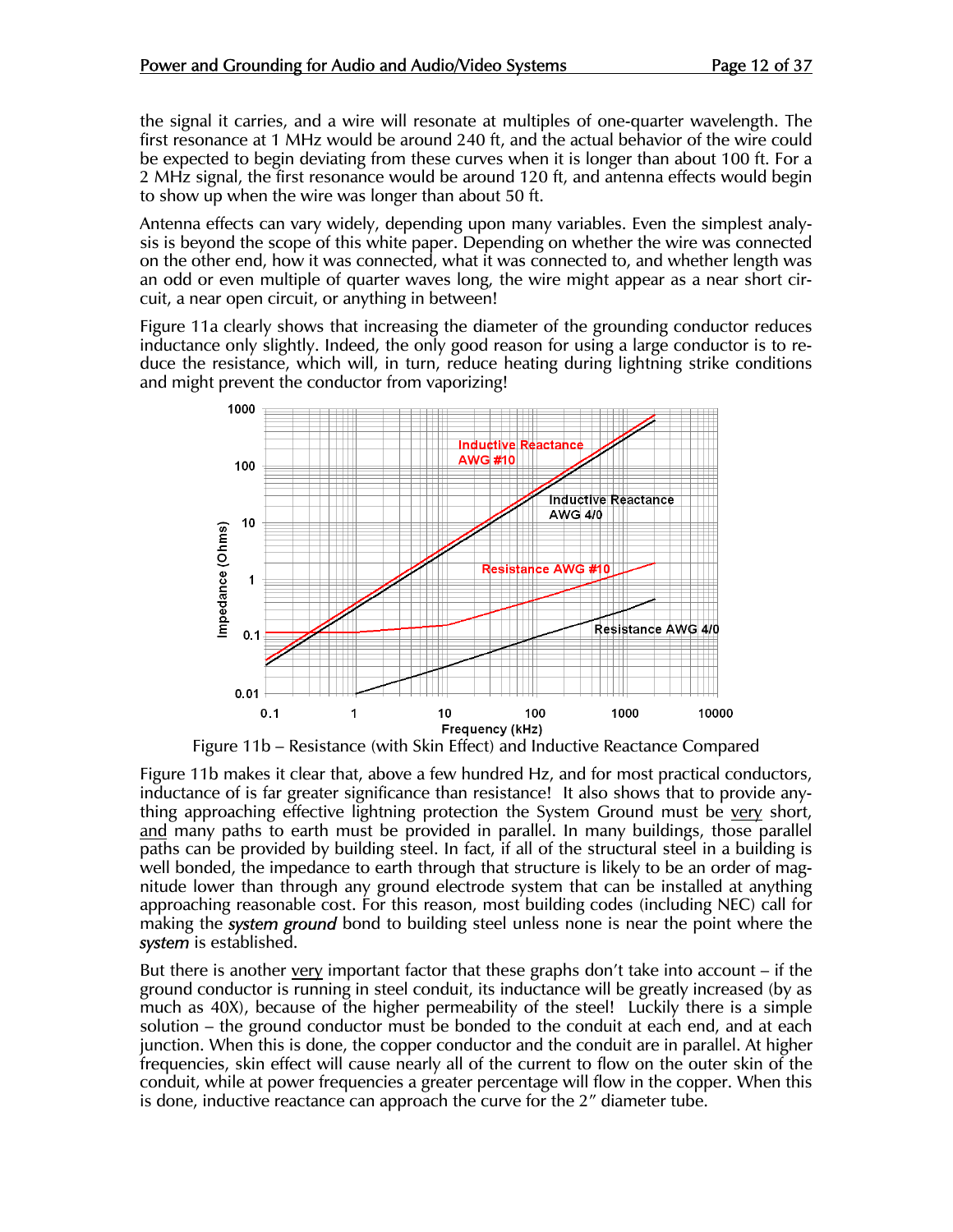the signal it carries, and a wire will resonate at multiples of one-quarter wavelength. The first resonance at 1 MHz would be around 240 ft, and the actual behavior of the wire could be expected to begin deviating from these curves when it is longer than about 100 ft. For a 2 MHz signal, the first resonance would be around 120 ft, and antenna effects would begin to show up when the wire was longer than about 50 ft.

Antenna effects can vary widely, depending upon many variables. Even the simplest analysis is beyond the scope of this white paper. Depending on whether the wire was connected on the other end, how it was connected, what it was connected to, and whether length was an odd or even multiple of quarter waves long, the wire might appear as a near short circuit, a near open circuit, or anything in between!

Figure 11a clearly shows that increasing the diameter of the grounding conductor reduces inductance only slightly. Indeed, the only good reason for using a large conductor is to reduce the resistance, which will, in turn, reduce heating during lightning strike conditions and might prevent the conductor from vaporizing!

Figure 11b – Resistance (with Skin Effect) and Inductive Reactance Compared

Figure 11b makes it clear that, above a few hundred Hz, and for most practical conductors, inductance of is far greater significance than resistance! It also shows that to provide anything approaching effective lightning protection the System Ground must be <u>very</u> short, <u>and</u> many paths to earth must be provided in parallel. In many buildings, those parallel paths can be provided by building steel. In fact, if all of the structural steel in a building is well bonded, the impedance to earth through that structure is likely to be an order of magnitude lower than through any ground electrode system that can be installed at anything approaching reasonable cost. For this reason, most building codes (including NEC) call for making the ***system ground*** bond to building steel unless none is near the point where the ***system*** is established.

But there is another <u>very</u> important factor that these graphs don't take into account – if the ground conductor is running in steel conduit, its inductance will be greatly increased (by as much as 40X), because of the higher permeability of the steel! Luckily there is a simple solution – the ground conductor must be bonded to the conduit at each end, and at each junction. When this is done, the copper conductor and the conduit are in parallel. At higher frequencies, skin effect will cause nearly all of the current to flow on the outer skin of the conduit, while at power frequencies a greater percentage will flow in the copper. When this is done, inductive reactance can approach the curve for the 2" diameter tube.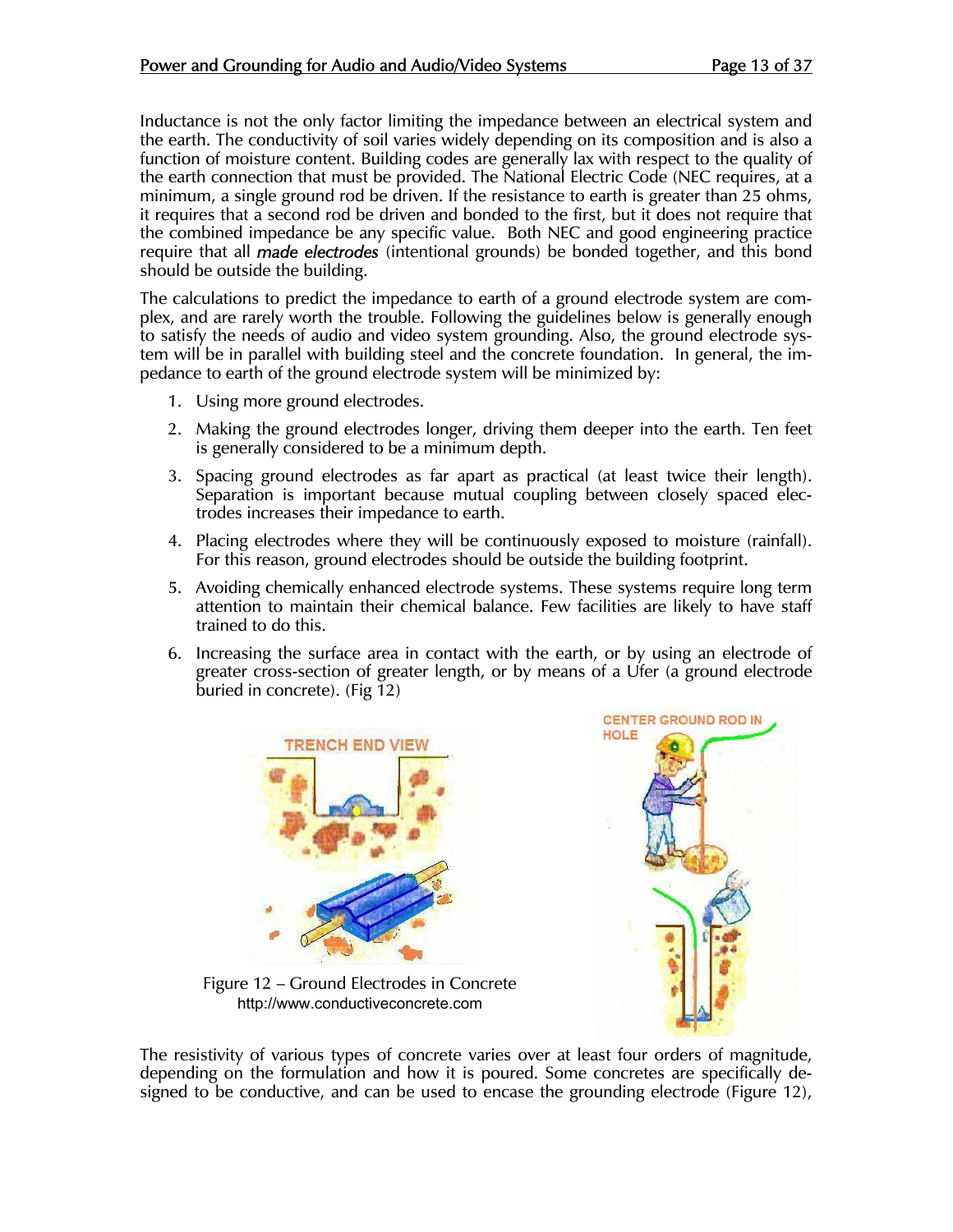Inductance is not the only factor limiting the impedance between an electrical system and the earth. The conductivity of soil varies widely depending on its composition and is also a function of moisture content. Building codes are generally lax with respect to the quality of the earth connection that must be provided. The National Electric Code (NEC requires, at a minimum, a single ground rod be driven. If the resistance to earth is greater than 25 ohms, it requires that a second rod be driven and bonded to the first, but it does not require that the combined impedance be any specific value. Both NEC and good engineering practice require that all ***made electrodes*** (intentional grounds) be bonded together, and this bond should be outside the building.

The calculations to predict the impedance to earth of a ground electrode system are complex, and are rarely worth the trouble. Following the guidelines below is generally enough to satisfy the needs of audio and video system grounding. Also, the ground electrode system will be in parallel with building steel and the concrete foundation. In general, the impedance to earth of the ground electrode system will be minimized by:

1. Using more ground electrodes.
2. Making the ground electrodes longer, driving them deeper into the earth. Ten feet is generally considered to be a minimum depth.
3. Spacing ground electrodes as far apart as practical (at least twice their length). Separation is important because mutual coupling between closely spaced electrodes increases their impedance to earth.
4. Placing electrodes where they will be continuously exposed to moisture (rainfall). For this reason, ground electrodes should be outside the building footprint.
5. Avoiding chemically enhanced electrode systems. These systems require long term attention to maintain their chemical balance. Few facilities are likely to have staff trained to do this.
6. Increasing the surface area in contact with the earth, or by using an electrode of greater cross-section of greater length, or by means of a Ufer (a ground electrode buried in concrete). (Fig 12)

Figure 12 – Ground Electrodes in Concrete
http://www.conductiveconcrete.com

The resistivity of various types of concrete varies over at least four orders of magnitude, depending on the formulation and how it is poured. Some concretes are specifically designed to be conductive, and can be used to encase the grounding electrode (Figure 12),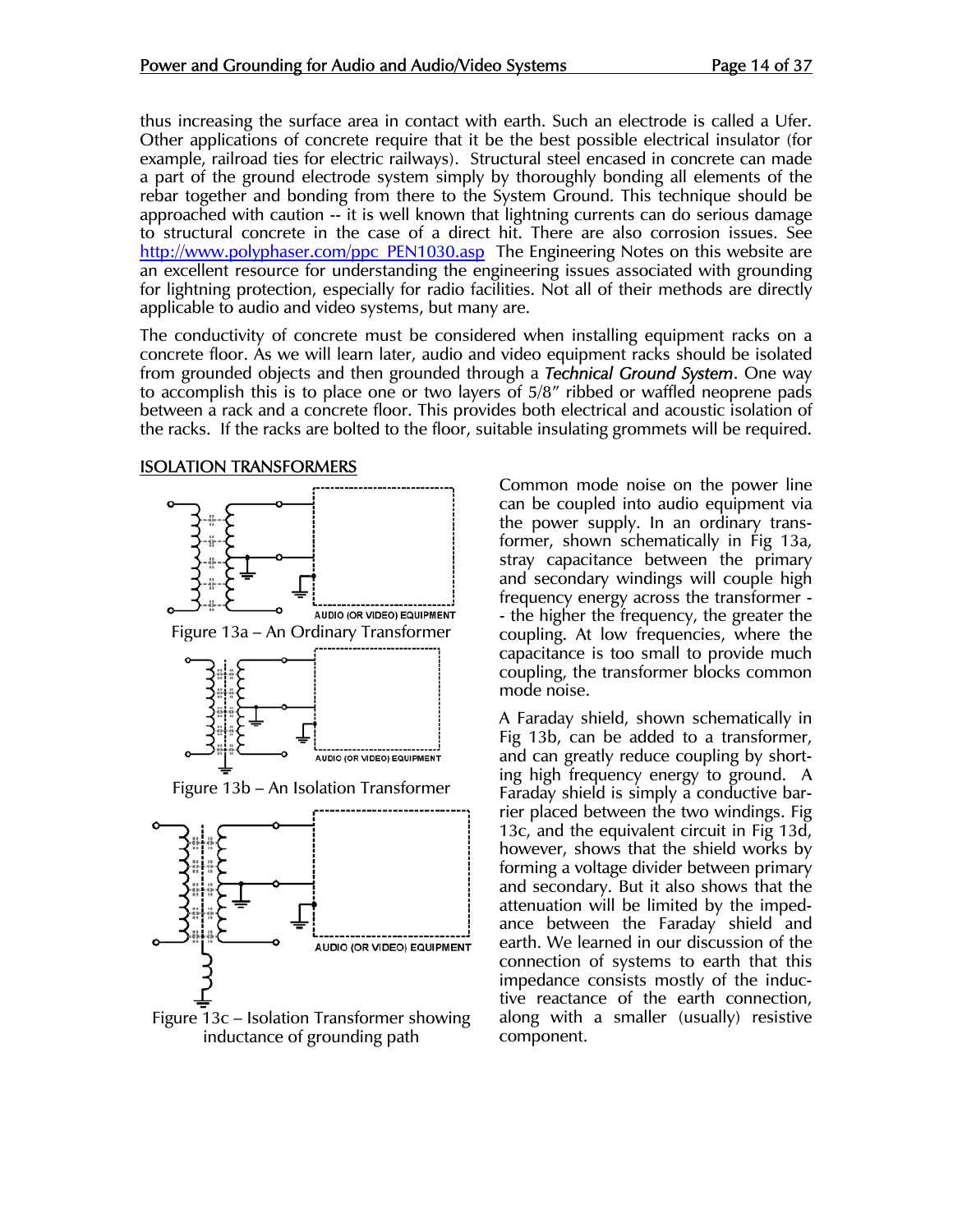thus increasing the surface area in contact with earth. Such an electrode is called a Ufer. Other applications of concrete require that it be the best possible electrical insulator (for example, railroad ties for electric railways). Structural steel encased in concrete can made a part of the ground electrode system simply by thoroughly bonding all elements of the rebar together and bonding from there to the System Ground. This technique should be approached with caution -- it is well known that lightning currents can do serious damage to structural concrete in the case of a direct hit. There are also corrosion issues. See http://www.polyphaser.com/ppc_PEN1030.asp The Engineering Notes on this website are an excellent resource for understanding the engineering issues associated with grounding for lightning protection, especially for radio facilities. Not all of their methods are directly applicable to audio and video systems, but many are.

The conductivity of concrete must be considered when installing equipment racks on a concrete floor. As we will learn later, audio and video equipment racks should be isolated from grounded objects and then grounded through a ***Technical Ground System***. One way to accomplish this is to place one or two layers of 5/8" ribbed or waffled neoprene pads between a rack and a concrete floor. This provides both electrical and acoustic isolation of the racks. If the racks are bolted to the floor, suitable insulating grommets will be required.

## ISOLATION TRANSFORMERS

AUDIO (OR VIDEO) EQUIPMENT

Figure 13a – An Ordinary Transformer

AUDIO (OR VIDEO) EQUIPMENT

Figure 13b – An Isolation Transformer

AUDIO (OR VIDEO) EQUIPMENT

Figure 13c – Isolation Transformer showing inductance of grounding path

Common mode noise on the power line can be coupled into audio equipment via the power supply. In an ordinary transformer, shown schematically in Fig 13a, stray capacitance between the primary and secondary windings will couple high frequency energy across the transformer -- the higher the frequency, the greater the coupling. At low frequencies, where the capacitance is too small to provide much coupling, the transformer blocks common mode noise.

A Faraday shield, shown schematically in Fig 13b, can be added to a transformer, and can greatly reduce coupling by shorting high frequency energy to ground. A Faraday shield is simply a conductive barrier placed between the two windings. Fig 13c, and the equivalent circuit in Fig 13d, however, shows that the shield works by forming a voltage divider between primary and secondary. But it also shows that the attenuation will be limited by the impedance between the Faraday shield and earth. We learned in our discussion of the connection of systems to earth that this impedance consists mostly of the inductive reactance of the earth connection, along with a smaller (usually) resistive component.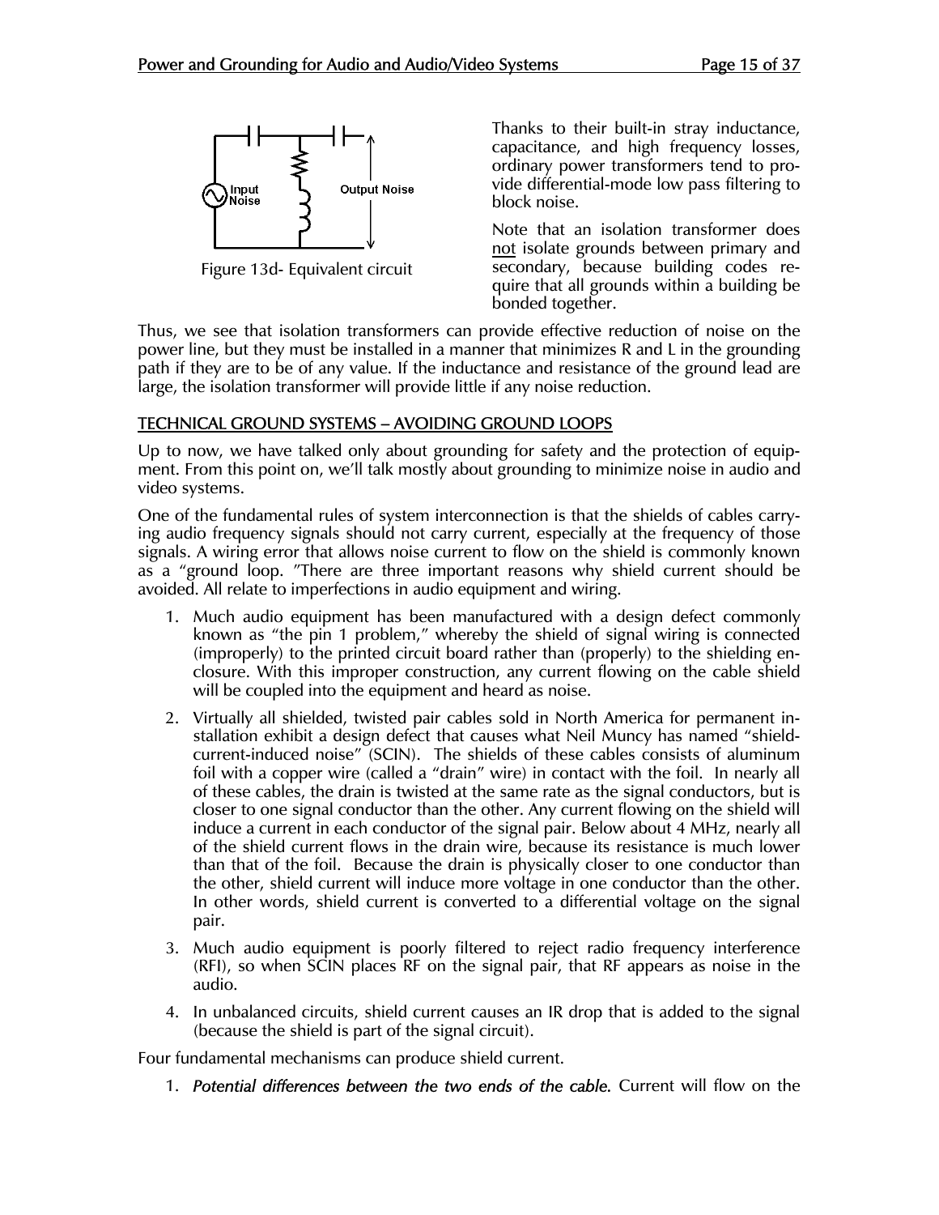Figure 13d- Equivalent circuit

Thanks to their built-in stray inductance, capacitance, and high frequency losses, ordinary power transformers tend to provide differential-mode low pass filtering to block noise.

Note that an isolation transformer does not isolate grounds between primary and secondary, because building codes require that all grounds within a building be bonded together.

Thus, we see that isolation transformers can provide effective reduction of noise on the power line, but they must be installed in a manner that minimizes R and L in the grounding path if they are to be of any value. If the inductance and resistance of the ground lead are large, the isolation transformer will provide little if any noise reduction.

## TECHNICAL GROUND SYSTEMS – AVOIDING GROUND LOOPS

Up to now, we have talked only about grounding for safety and the protection of equipment. From this point on, we'll talk mostly about grounding to minimize noise in audio and video systems.

One of the fundamental rules of system interconnection is that the shields of cables carrying audio frequency signals should not carry current, especially at the frequency of those signals. A wiring error that allows noise current to flow on the shield is commonly known as a "ground loop. "There are three important reasons why shield current should be avoided. All relate to imperfections in audio equipment and wiring.

1. Much audio equipment has been manufactured with a design defect commonly known as "the pin 1 problem," whereby the shield of signal wiring is connected (improperly) to the printed circuit board rather than (properly) to the shielding enclosure. With this improper construction, any current flowing on the cable shield will be coupled into the equipment and heard as noise.
2. Virtually all shielded, twisted pair cables sold in North America for permanent installation exhibit a design defect that causes what Neil Muncy has named "shield-current-induced noise" (SCIN). The shields of these cables consists of aluminum foil with a copper wire (called a "drain" wire) in contact with the foil. In nearly all of these cables, the drain is twisted at the same rate as the signal conductors, but is closer to one signal conductor than the other. Any current flowing on the shield will induce a current in each conductor of the signal pair. Below about 4 MHz, nearly all of the shield current flows in the drain wire, because its resistance is much lower than that of the foil. Because the drain is physically closer to one conductor than the other, shield current will induce more voltage in one conductor than the other. In other words, shield current is converted to a differential voltage on the signal pair.
3. Much audio equipment is poorly filtered to reject radio frequency interference (RFI), so when SCIN places RF on the signal pair, that RF appears as noise in the audio.
4. In unbalanced circuits, shield current causes an IR drop that is added to the signal (because the shield is part of the signal circuit).

Four fundamental mechanisms can produce shield current.

1. *Potential differences between the two ends of the cable.* Current will flow on the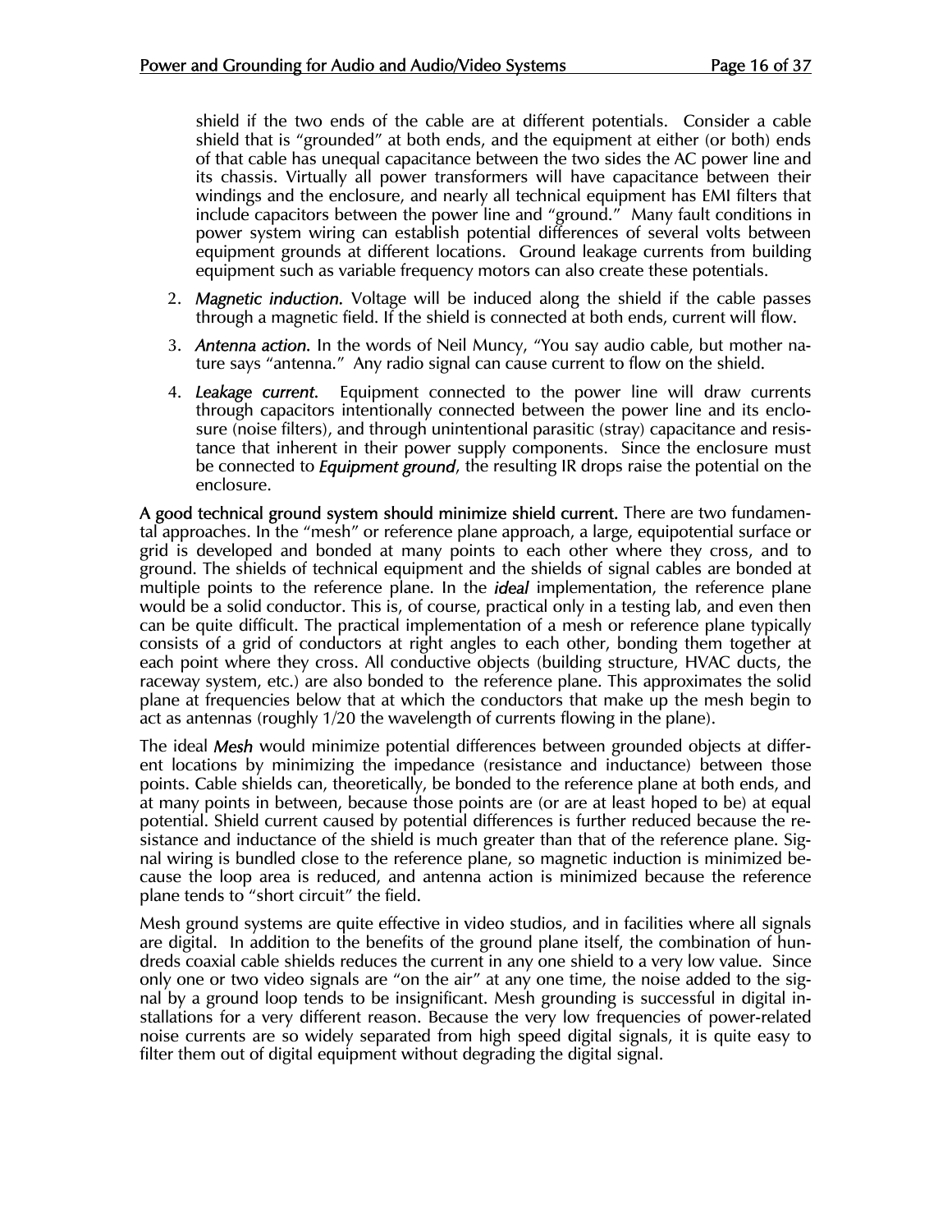shield if the two ends of the cable are at different potentials. Consider a cable shield that is "grounded" at both ends, and the equipment at either (or both) ends of that cable has unequal capacitance between the two sides the AC power line and its chassis. Virtually all power transformers will have capacitance between their windings and the enclosure, and nearly all technical equipment has EMI filters that include capacitors between the power line and "ground." Many fault conditions in power system wiring can establish potential differences of several volts between equipment grounds at different locations. Ground leakage currents from building equipment such as variable frequency motors can also create these potentials.

2. *Magnetic induction.* Voltage will be induced along the shield if the cable passes through a magnetic field. If the shield is connected at both ends, current will flow.
3. *Antenna action.* In the words of Neil Muncy, "You say audio cable, but mother nature says "antenna." Any radio signal can cause current to flow on the shield.
4. *Leakage current.* Equipment connected to the power line will draw currents through capacitors intentionally connected between the power line and its enclosure (noise filters), and through unintentional parasitic (stray) capacitance and resistance that inherent in their power supply components. Since the enclosure must be connected to ***Equipment ground***, the resulting IR drops raise the potential on the enclosure.

**A good technical ground system should minimize shield current.** There are two fundamental approaches. In the "mesh" or reference plane approach, a large, equipotential surface or grid is developed and bonded at many points to each other where they cross, and to ground. The shields of technical equipment and the shields of signal cables are bonded at multiple points to the reference plane. In the ***ideal*** implementation, the reference plane would be a solid conductor. This is, of course, practical only in a testing lab, and even then can be quite difficult. The practical implementation of a mesh or reference plane typically consists of a grid of conductors at right angles to each other, bonding them together at each point where they cross. All conductive objects (building structure, HVAC ducts, the raceway system, etc.) are also bonded to the reference plane. This approximates the solid plane at frequencies below that at which the conductors that make up the mesh begin to act as antennas (roughly 1/20 the wavelength of currents flowing in the plane).

The ideal ***Mesh*** would minimize potential differences between grounded objects at different locations by minimizing the impedance (resistance and inductance) between those points. Cable shields can, theoretically, be bonded to the reference plane at both ends, and at many points in between, because those points are (or are at least hoped to be) at equal potential. Shield current caused by potential differences is further reduced because the resistance and inductance of the shield is much greater than that of the reference plane. Signal wiring is bundled close to the reference plane, so magnetic induction is minimized because the loop area is reduced, and antenna action is minimized because the reference plane tends to "short circuit" the field.

Mesh ground systems are quite effective in video studios, and in facilities where all signals are digital. In addition to the benefits of the ground plane itself, the combination of hundreds coaxial cable shields reduces the current in any one shield to a very low value. Since only one or two video signals are "on the air" at any one time, the noise added to the signal by a ground loop tends to be insignificant. Mesh grounding is successful in digital installations for a very different reason. Because the very low frequencies of power-related noise currents are so widely separated from high speed digital signals, it is quite easy to filter them out of digital equipment without degrading the digital signal.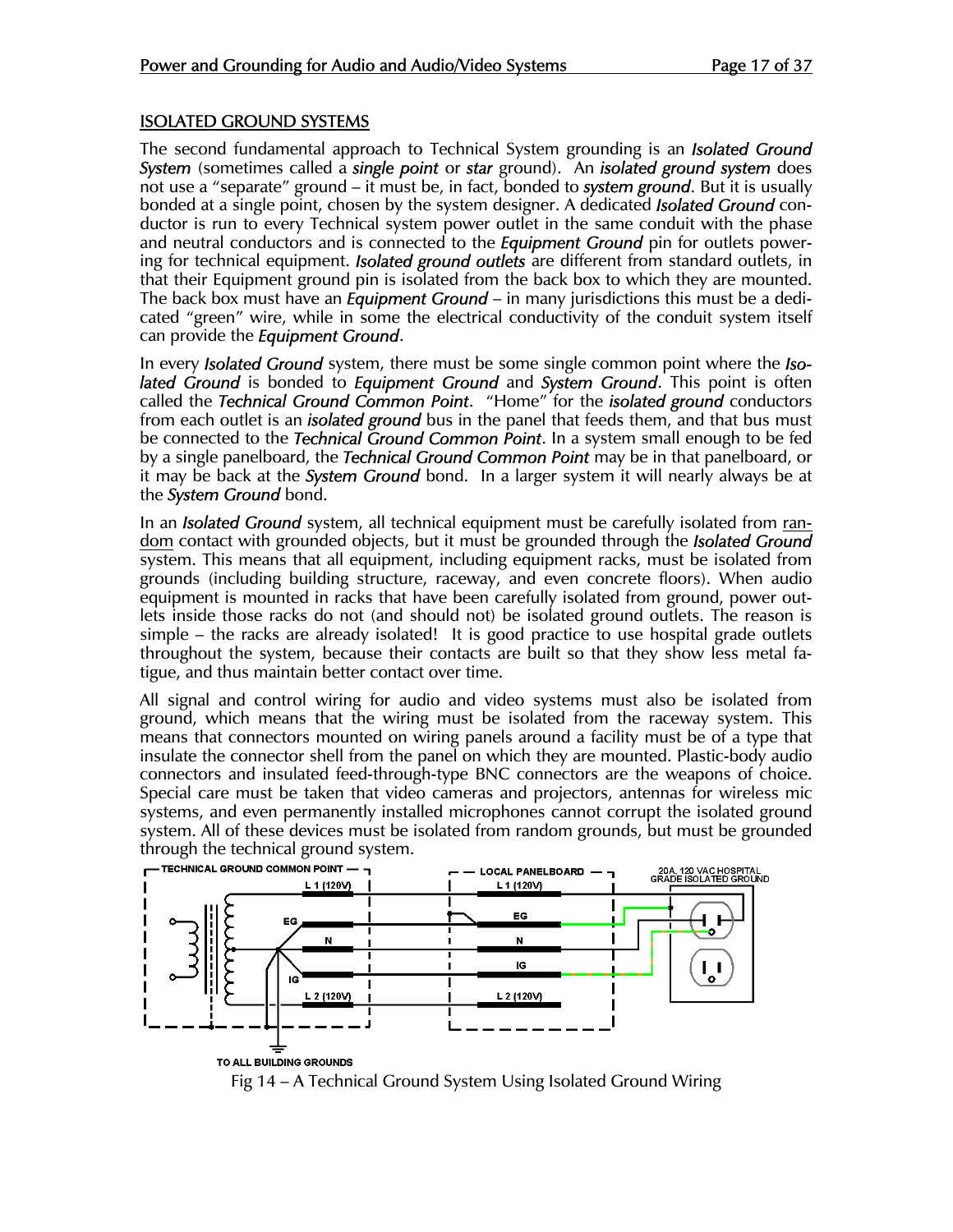## ISOLATED GROUND SYSTEMS

The second fundamental approach to Technical System grounding is an *Isolated Ground System* (sometimes called a *single point* or *star* ground). An *isolated ground system* does not use a "separate" ground – it must be, in fact, bonded to *system ground*. But it is usually bonded at a single point, chosen by the system designer. A dedicated *Isolated Ground* conductor is run to every Technical system power outlet in the same conduit with the phase and neutral conductors and is connected to the *Equipment Ground* pin for outlets powering for technical equipment. *Isolated ground outlets* are different from standard outlets, in that their Equipment ground pin is isolated from the back box to which they are mounted. The back box must have an *Equipment Ground* – in many jurisdictions this must be a dedicated "green" wire, while in some the electrical conductivity of the conduit system itself can provide the *Equipment Ground*.

In every *Isolated Ground* system, there must be some single common point where the *Isolated Ground* is bonded to *Equipment Ground* and *System Ground*. This point is often called the *Technical Ground Common Point*. "Home" for the *isolated ground* conductors from each outlet is an *isolated ground* bus in the panel that feeds them, and that bus must be connected to the *Technical Ground Common Point*. In a system small enough to be fed by a single panelboard, the *Technical Ground Common Point* may be in that panelboard, or it may be back at the *System Ground* bond. In a larger system it will nearly always be at the *System Ground* bond.

In an *Isolated Ground* system, all technical equipment must be carefully isolated from random contact with grounded objects, but it must be grounded through the *Isolated Ground* system. This means that all equipment, including equipment racks, must be isolated from grounds (including building structure, raceway, and even concrete floors). When audio equipment is mounted in racks that have been carefully isolated from ground, power outlets inside those racks do not (and should not) be isolated ground outlets. The reason is simple – the racks are already isolated! It is good practice to use hospital grade outlets throughout the system, because their contacts are built so that they show less metal fatigue, and thus maintain better contact over time.

All signal and control wiring for audio and video systems must also be isolated from ground, which means that the wiring must be isolated from the raceway system. This means that connectors mounted on wiring panels around a facility must be of a type that insulate the connector shell from the panel on which they are mounted. Plastic-body audio connectors and insulated feed-through-type BNC connectors are the weapons of choice. Special care must be taken that video cameras and projectors, antennas for wireless mic systems, and even permanently installed microphones cannot corrupt the isolated ground system. All of these devices must be isolated from random grounds, but must be grounded through the technical ground system.

TECHNICAL GROUND COMMON POINT — L 1 (120V), EG, N, IG, L 2 (120V) — TO ALL BUILDING GROUNDS — LOCAL PANELBOARD — L 1 (120V), EG, N, IG, L 2 (120V) — 20A, 120 VAC HOSPITAL GRADE ISOLATED GROUND

Fig 14 – A Technical Ground System Using Isolated Ground Wiring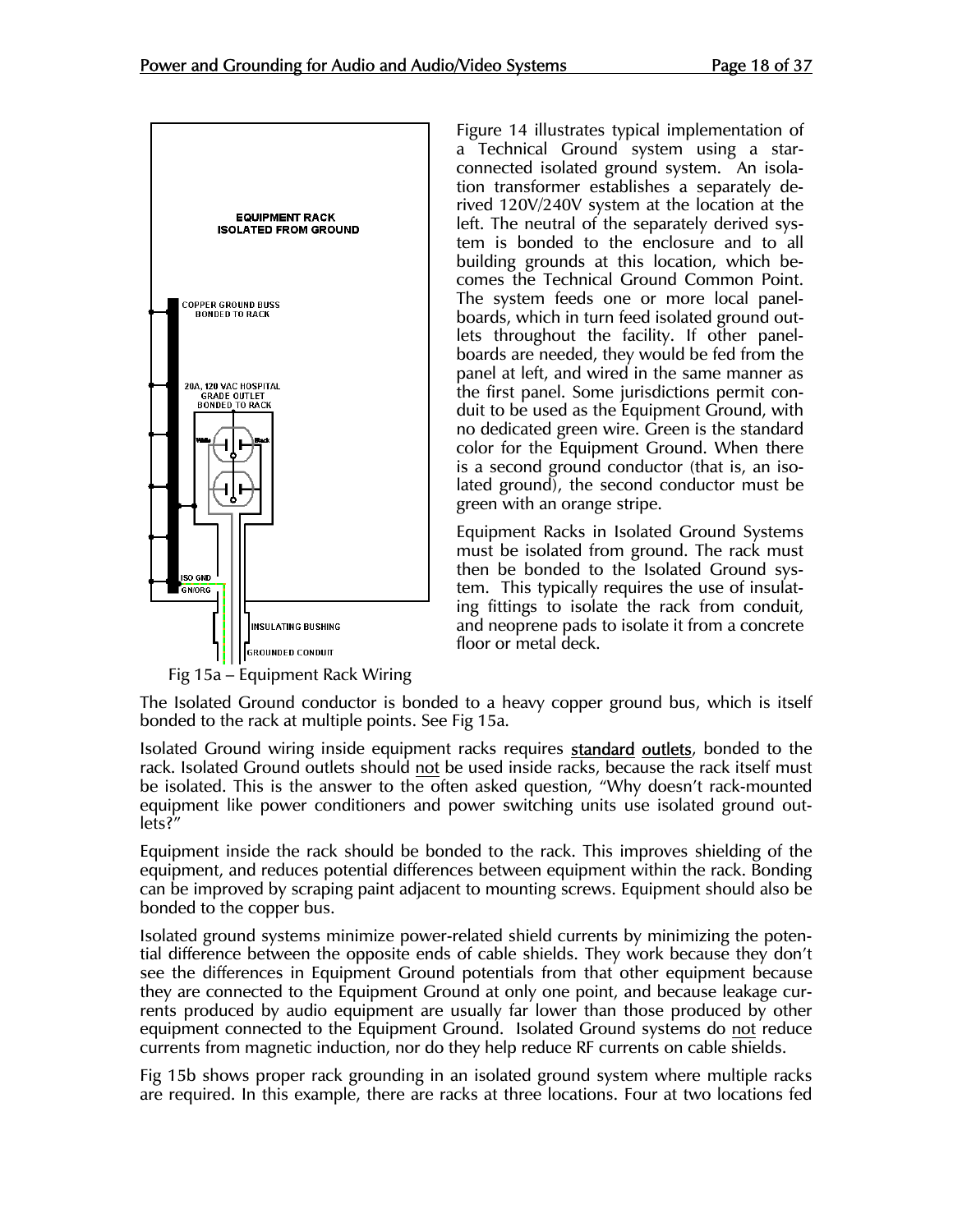Figure 14 illustrates typical implementation of a Technical Ground system using a star-connected isolated ground system. An isolation transformer establishes a separately derived 120V/240V system at the location at the left. The neutral of the separately derived system is bonded to the enclosure and to all building grounds at this location, which becomes the Technical Ground Common Point. The system feeds one or more local panelboards, which in turn feed isolated ground outlets throughout the facility. If other panelboards are needed, they would be fed from the panel at left, and wired in the same manner as the first panel. Some jurisdictions permit conduit to be used as the Equipment Ground, with no dedicated green wire. Green is the standard color for the Equipment Ground. When there is a second ground conductor (that is, an isolated ground), the second conductor must be green with an orange stripe.

Equipment Racks in Isolated Ground Systems must be isolated from ground. The rack must then be bonded to the Isolated Ground system. This typically requires the use of insulating fittings to isolate the rack from conduit, and neoprene pads to isolate it from a concrete floor or metal deck.

EQUIPMENT RACK ISOLATED FROM GROUND

COPPER GROUND BUSS BONDED TO RACK

20A, 120 VAC HOSPITAL GRADE OUTLET BONDED TO RACK

White Black

ISO GND GN/ORG

INSULATING BUSHING

GROUNDED CONDUIT

Fig 15a – Equipment Rack Wiring

The Isolated Ground conductor is bonded to a heavy copper ground bus, which is itself bonded to the rack at multiple points. See Fig 15a.

Isolated Ground wiring inside equipment racks requires **standard outlets**, bonded to the rack. Isolated Ground outlets should <u>not</u> be used inside racks, because the rack itself must be isolated. This is the answer to the often asked question, "Why doesn't rack-mounted equipment like power conditioners and power switching units use isolated ground outlets?"

Equipment inside the rack should be bonded to the rack. This improves shielding of the equipment, and reduces potential differences between equipment within the rack. Bonding can be improved by scraping paint adjacent to mounting screws. Equipment should also be bonded to the copper bus.

Isolated ground systems minimize power-related shield currents by minimizing the potential difference between the opposite ends of cable shields. They work because they don't see the differences in Equipment Ground potentials from that other equipment because they are connected to the Equipment Ground at only one point, and because leakage currents produced by audio equipment are usually far lower than those produced by other equipment connected to the Equipment Ground. Isolated Ground systems do <u>not</u> reduce currents from magnetic induction, nor do they help reduce RF currents on cable shields.

Fig 15b shows proper rack grounding in an isolated ground system where multiple racks are required. In this example, there are racks at three locations. Four at two locations fed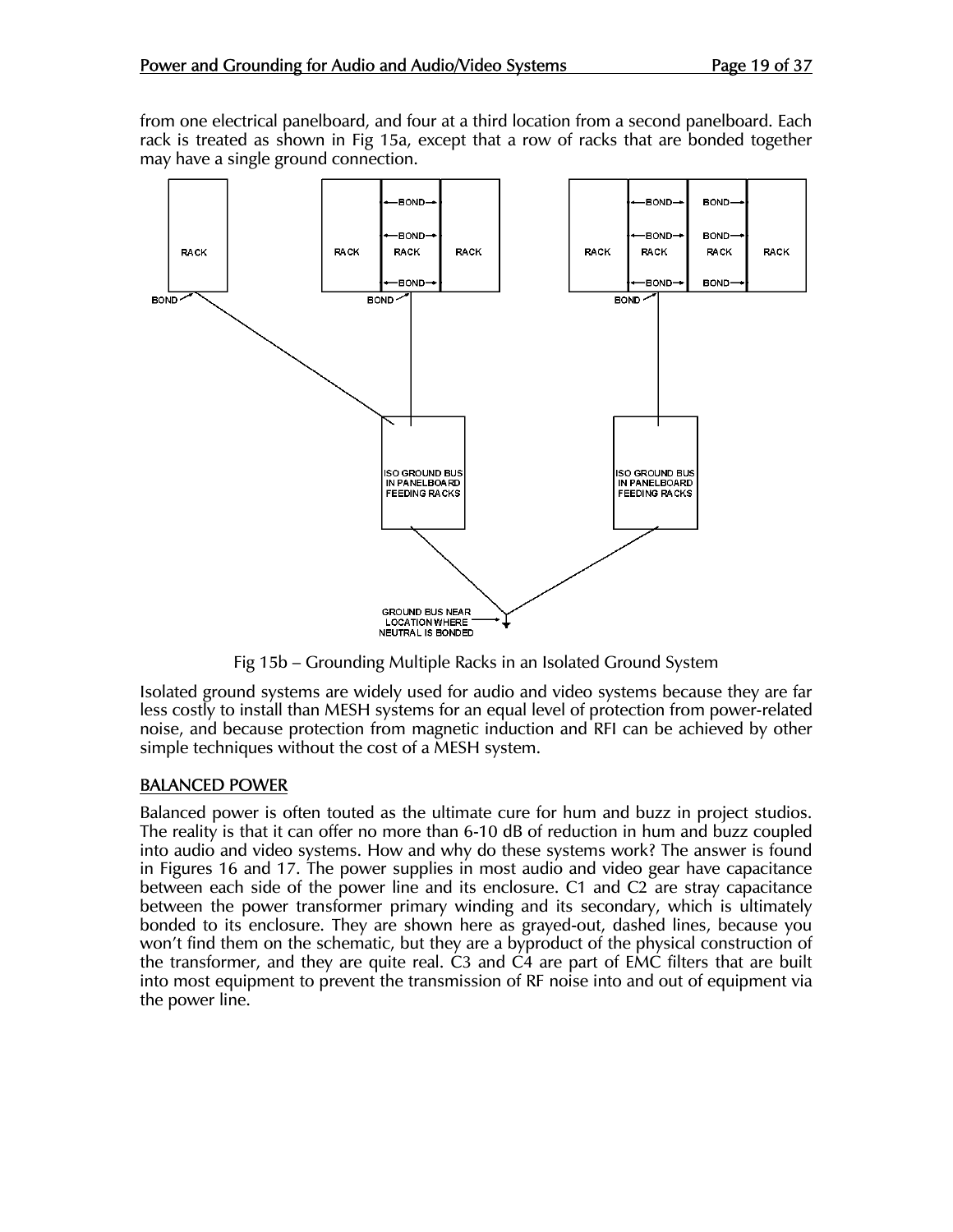from one electrical panelboard, and four at a third location from a second panelboard. Each rack is treated as shown in Fig 15a, except that a row of racks that are bonded together may have a single ground connection.

Fig 15b – Grounding Multiple Racks in an Isolated Ground System

Isolated ground systems are widely used for audio and video systems because they are far less costly to install than MESH systems for an equal level of protection from power-related noise, and because protection from magnetic induction and RFI can be achieved by other simple techniques without the cost of a MESH system.

## BALANCED POWER

Balanced power is often touted as the ultimate cure for hum and buzz in project studios. The reality is that it can offer no more than 6-10 dB of reduction in hum and buzz coupled into audio and video systems. How and why do these systems work? The answer is found in Figures 16 and 17. The power supplies in most audio and video gear have capacitance between each side of the power line and its enclosure. C1 and C2 are stray capacitance between the power transformer primary winding and its secondary, which is ultimately bonded to its enclosure. They are shown here as grayed-out, dashed lines, because you won't find them on the schematic, but they are a byproduct of the physical construction of the transformer, and they are quite real. C3 and C4 are part of EMC filters that are built into most equipment to prevent the transmission of RF noise into and out of equipment via the power line.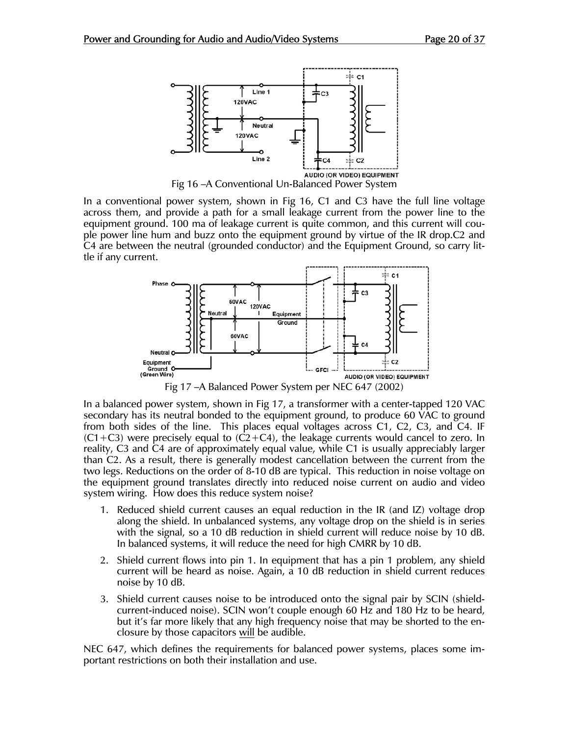Fig 16 –A Conventional Un-Balanced Power System

In a conventional power system, shown in Fig 16, C1 and C3 have the full line voltage across them, and provide a path for a small leakage current from the power line to the equipment ground. 100 ma of leakage current is quite common, and this current will couple power line hum and buzz onto the equipment ground by virtue of the IR drop.C2 and C4 are between the neutral (grounded conductor) and the Equipment Ground, so carry little if any current.

Fig 17 –A Balanced Power System per NEC 647 (2002)

In a balanced power system, shown in Fig 17, a transformer with a center-tapped 120 VAC secondary has its neutral bonded to the equipment ground, to produce 60 VAC to ground from both sides of the line. This places equal voltages across C1, C2, C3, and C4. IF (C1+C3) were precisely equal to (C2+C4), the leakage currents would cancel to zero. In reality, C3 and C4 are of approximately equal value, while C1 is usually appreciably larger than C2. As a result, there is generally modest cancellation between the current from the two legs. Reductions on the order of 8-10 dB are typical. This reduction in noise voltage on the equipment ground translates directly into reduced noise current on audio and video system wiring. How does this reduce system noise?

1. Reduced shield current causes an equal reduction in the IR (and IZ) voltage drop along the shield. In unbalanced systems, any voltage drop on the shield is in series with the signal, so a 10 dB reduction in shield current will reduce noise by 10 dB. In balanced systems, it will reduce the need for high CMRR by 10 dB.
2. Shield current flows into pin 1. In equipment that has a pin 1 problem, any shield current will be heard as noise. Again, a 10 dB reduction in shield current reduces noise by 10 dB.
3. Shield current causes noise to be introduced onto the signal pair by SCIN (shield-current-induced noise). SCIN won't couple enough 60 Hz and 180 Hz to be heard, but it's far more likely that any high frequency noise that may be shorted to the enclosure by those capacitors will be audible.

NEC 647, which defines the requirements for balanced power systems, places some important restrictions on both their installation and use.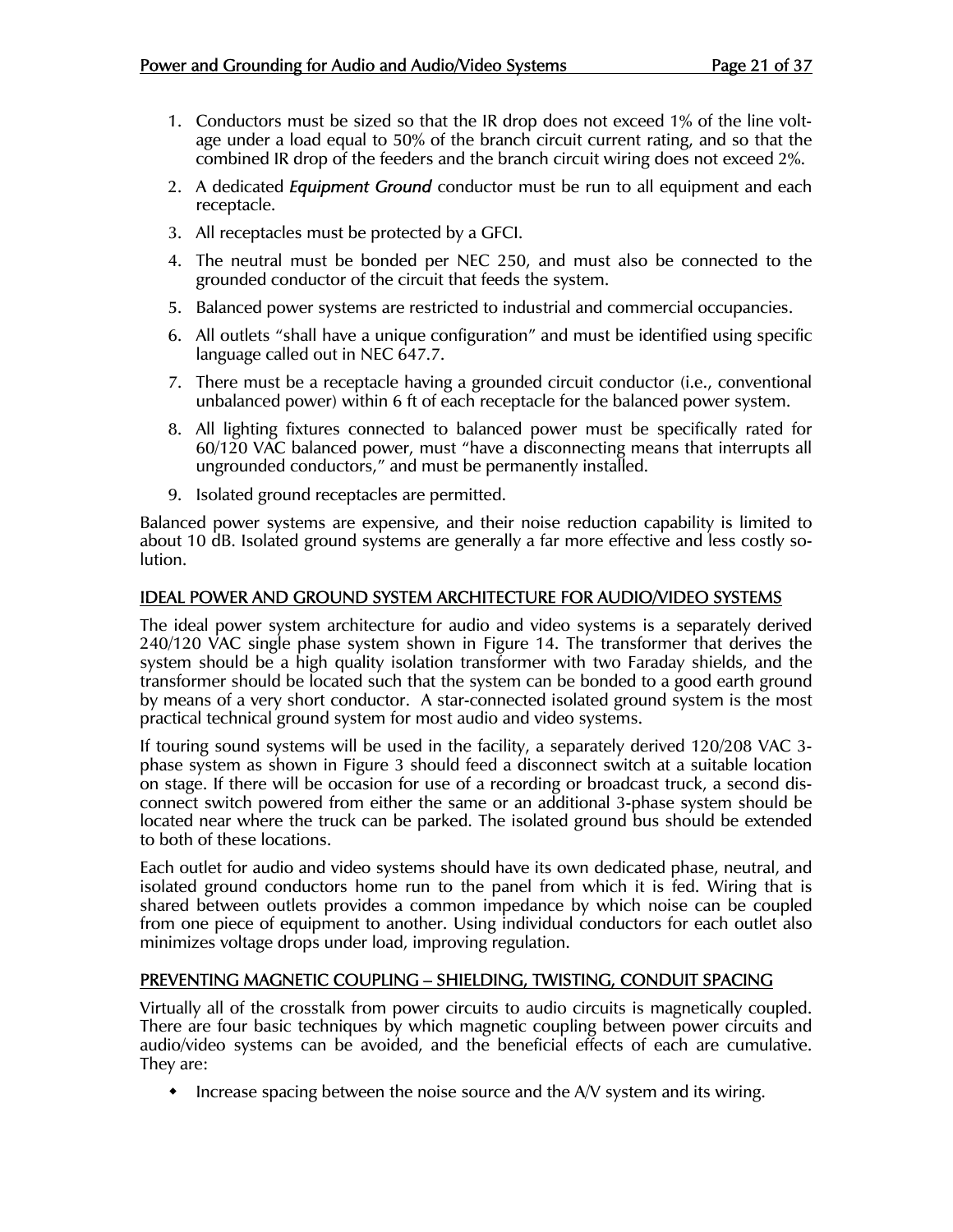1. Conductors must be sized so that the IR drop does not exceed 1% of the line voltage under a load equal to 50% of the branch circuit current rating, and so that the combined IR drop of the feeders and the branch circuit wiring does not exceed 2%.
2. A dedicated ***Equipment Ground*** conductor must be run to all equipment and each receptacle.
3. All receptacles must be protected by a GFCI.
4. The neutral must be bonded per NEC 250, and must also be connected to the grounded conductor of the circuit that feeds the system.
5. Balanced power systems are restricted to industrial and commercial occupancies.
6. All outlets "shall have a unique configuration" and must be identified using specific language called out in NEC 647.7.
7. There must be a receptacle having a grounded circuit conductor (i.e., conventional unbalanced power) within 6 ft of each receptacle for the balanced power system.
8. All lighting fixtures connected to balanced power must be specifically rated for 60/120 VAC balanced power, must "have a disconnecting means that interrupts all ungrounded conductors," and must be permanently installed.
9. Isolated ground receptacles are permitted.

Balanced power systems are expensive, and their noise reduction capability is limited to about 10 dB. Isolated ground systems are generally a far more effective and less costly solution.

## IDEAL POWER AND GROUND SYSTEM ARCHITECTURE FOR AUDIO/VIDEO SYSTEMS

The ideal power system architecture for audio and video systems is a separately derived 240/120 VAC single phase system shown in Figure 14. The transformer that derives the system should be a high quality isolation transformer with two Faraday shields, and the transformer should be located such that the system can be bonded to a good earth ground by means of a very short conductor. A star-connected isolated ground system is the most practical technical ground system for most audio and video systems.

If touring sound systems will be used in the facility, a separately derived 120/208 VAC 3-phase system as shown in Figure 3 should feed a disconnect switch at a suitable location on stage. If there will be occasion for use of a recording or broadcast truck, a second disconnect switch powered from either the same or an additional 3-phase system should be located near where the truck can be parked. The isolated ground bus should be extended to both of these locations.

Each outlet for audio and video systems should have its own dedicated phase, neutral, and isolated ground conductors home run to the panel from which it is fed. Wiring that is shared between outlets provides a common impedance by which noise can be coupled from one piece of equipment to another. Using individual conductors for each outlet also minimizes voltage drops under load, improving regulation.

## PREVENTING MAGNETIC COUPLING – SHIELDING, TWISTING, CONDUIT SPACING

Virtually all of the crosstalk from power circuits to audio circuits is magnetically coupled. There are four basic techniques by which magnetic coupling between power circuits and audio/video systems can be avoided, and the beneficial effects of each are cumulative. They are:

- Increase spacing between the noise source and the A/V system and its wiring.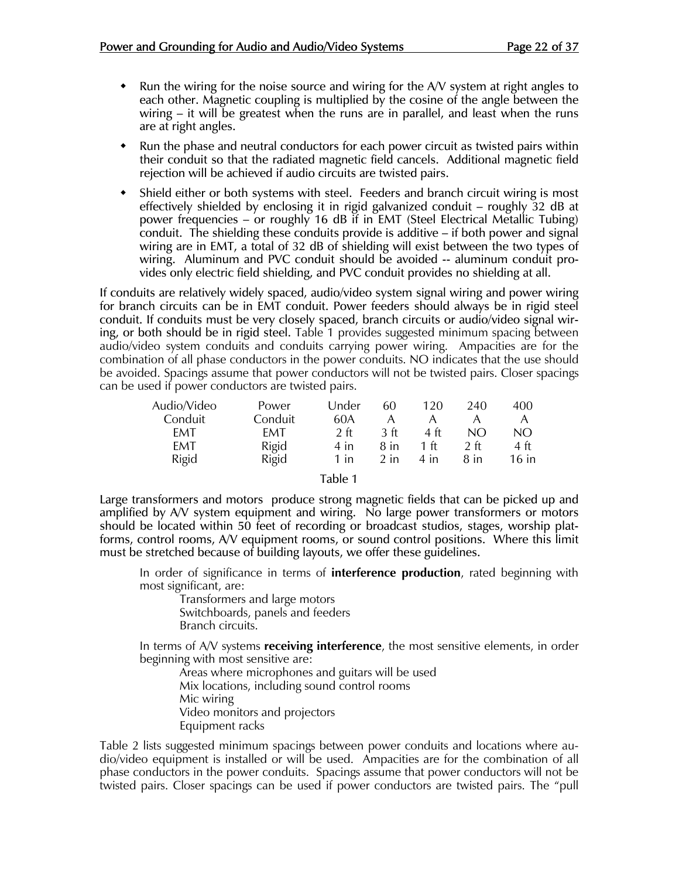- Run the wiring for the noise source and wiring for the A/V system at right angles to each other. Magnetic coupling is multiplied by the cosine of the angle between the wiring – it will be greatest when the runs are in parallel, and least when the runs are at right angles.
- Run the phase and neutral conductors for each power circuit as twisted pairs within their conduit so that the radiated magnetic field cancels. Additional magnetic field rejection will be achieved if audio circuits are twisted pairs.
- Shield either or both systems with steel. Feeders and branch circuit wiring is most effectively shielded by enclosing it in rigid galvanized conduit – roughly 32 dB at power frequencies – or roughly 16 dB if in EMT (Steel Electrical Metallic Tubing) conduit. The shielding these conduits provide is additive – if both power and signal wiring are in EMT, a total of 32 dB of shielding will exist between the two types of wiring. Aluminum and PVC conduit should be avoided -- aluminum conduit provides only electric field shielding, and PVC conduit provides no shielding at all.

If conduits are relatively widely spaced, audio/video system signal wiring and power wiring for branch circuits can be in EMT conduit. Power feeders should always be in rigid steel conduit. If conduits must be very closely spaced, branch circuits or audio/video signal wiring, or both should be in rigid steel. Table 1 provides suggested minimum spacing between audio/video system conduits and conduits carrying power wiring. Ampacities are for the combination of all phase conductors in the power conduits. NO indicates that the use should be avoided. Spacings assume that power conductors will not be twisted pairs. Closer spacings can be used if power conductors are twisted pairs.

| Audio/Video Conduit | Power Conduit | Under 60A | 60 A | 120 A | 240 A | 400 A |
|---|---|---|---|---|---|---|
| EMT | EMT | 2 ft | 3 ft | 4 ft | NO | NO |
| EMT | Rigid | 4 in | 8 in | 1 ft | 2 ft | 4 ft |
| Rigid | Rigid | 1 in | 2 in | 4 in | 8 in | 16 in |

Table 1

Large transformers and motors produce strong magnetic fields that can be picked up and amplified by A/V system equipment and wiring. No large power transformers or motors should be located within 50 feet of recording or broadcast studios, stages, worship platforms, control rooms, A/V equipment rooms, or sound control positions. Where this limit must be stretched because of building layouts, we offer these guidelines.

In order of significance in terms of **interference production**, rated beginning with most significant, are:

Transformers and large motors
Switchboards, panels and feeders
Branch circuits.

In terms of A/V systems **receiving interference**, the most sensitive elements, in order beginning with most sensitive are:

Areas where microphones and guitars will be used
Mix locations, including sound control rooms
Mic wiring
Video monitors and projectors
Equipment racks

Table 2 lists suggested minimum spacings between power conduits and locations where audio/video equipment is installed or will be used. Ampacities are for the combination of all phase conductors in the power conduits. Spacings assume that power conductors will not be twisted pairs. Closer spacings can be used if power conductors are twisted pairs. The "pull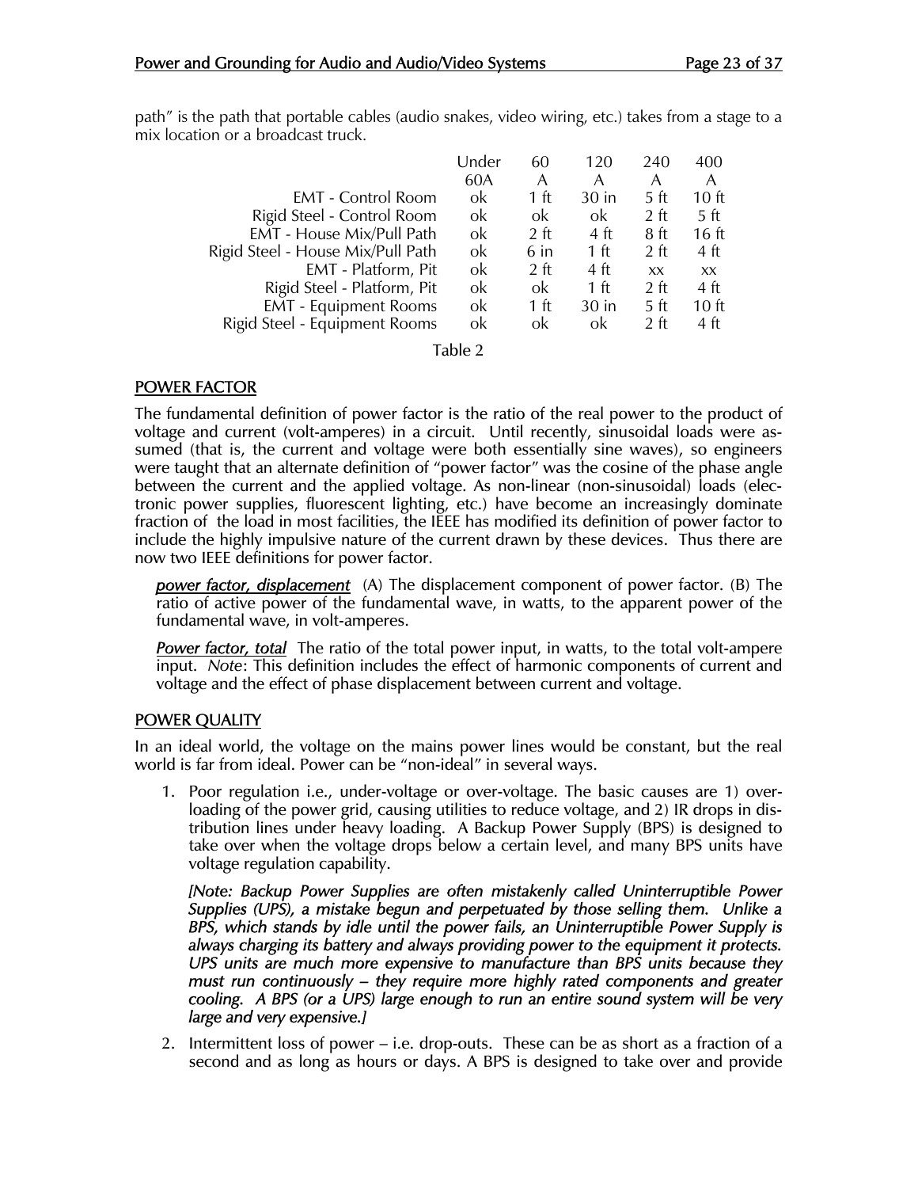path" is the path that portable cables (audio snakes, video wiring, etc.) takes from a stage to a mix location or a broadcast truck.

| | Under 60A | 60 A | 120 A | 240 A | 400 A |
|---|---|---|---|---|---|
| EMT - Control Room | ok | 1 ft | 30 in | 5 ft | 10 ft |
| Rigid Steel - Control Room | ok | ok | ok | 2 ft | 5 ft |
| EMT - House Mix/Pull Path | ok | 2 ft | 4 ft | 8 ft | 16 ft |
| Rigid Steel - House Mix/Pull Path | ok | 6 in | 1 ft | 2 ft | 4 ft |
| EMT - Platform, Pit | ok | 2 ft | 4 ft | xx | xx |
| Rigid Steel - Platform, Pit | ok | ok | 1 ft | 2 ft | 4 ft |
| EMT - Equipment Rooms | ok | 1 ft | 30 in | 5 ft | 10 ft |
| Rigid Steel - Equipment Rooms | ok | ok | ok | 2 ft | 4 ft |

Table 2

## POWER FACTOR

The fundamental definition of power factor is the ratio of the real power to the product of voltage and current (volt-amperes) in a circuit. Until recently, sinusoidal loads were assumed (that is, the current and voltage were both essentially sine waves), so engineers were taught that an alternate definition of "power factor" was the cosine of the phase angle between the current and the applied voltage. As non-linear (non-sinusoidal) loads (electronic power supplies, fluorescent lighting, etc.) have become an increasingly dominate fraction of the load in most facilities, the IEEE has modified its definition of power factor to include the highly impulsive nature of the current drawn by these devices. Thus there are now two IEEE definitions for power factor.

***power factor, displacement*** (A) The displacement component of power factor. (B) The ratio of active power of the fundamental wave, in watts, to the apparent power of the fundamental wave, in volt-amperes.

***Power factor, total*** The ratio of the total power input, in watts, to the total volt-ampere input. *Note*: This definition includes the effect of harmonic components of current and voltage and the effect of phase displacement between current and voltage.

## POWER QUALITY

In an ideal world, the voltage on the mains power lines would be constant, but the real world is far from ideal. Power can be "non-ideal" in several ways.

1. Poor regulation i.e., under-voltage or over-voltage. The basic causes are 1) overloading of the power grid, causing utilities to reduce voltage, and 2) IR drops in distribution lines under heavy loading. A Backup Power Supply (BPS) is designed to take over when the voltage drops below a certain level, and many BPS units have voltage regulation capability.

   *[Note: Backup Power Supplies are often mistakenly called Uninterruptible Power Supplies (UPS), a mistake begun and perpetuated by those selling them. Unlike a BPS, which stands by idle until the power fails, an Uninterruptible Power Supply is always charging its battery and always providing power to the equipment it protects. UPS units are much more expensive to manufacture than BPS units because they must run continuously – they require more highly rated components and greater cooling. A BPS (or a UPS) large enough to run an entire sound system will be very large and very expensive.]*

2. Intermittent loss of power – i.e. drop-outs. These can be as short as a fraction of a second and as long as hours or days. A BPS is designed to take over and provide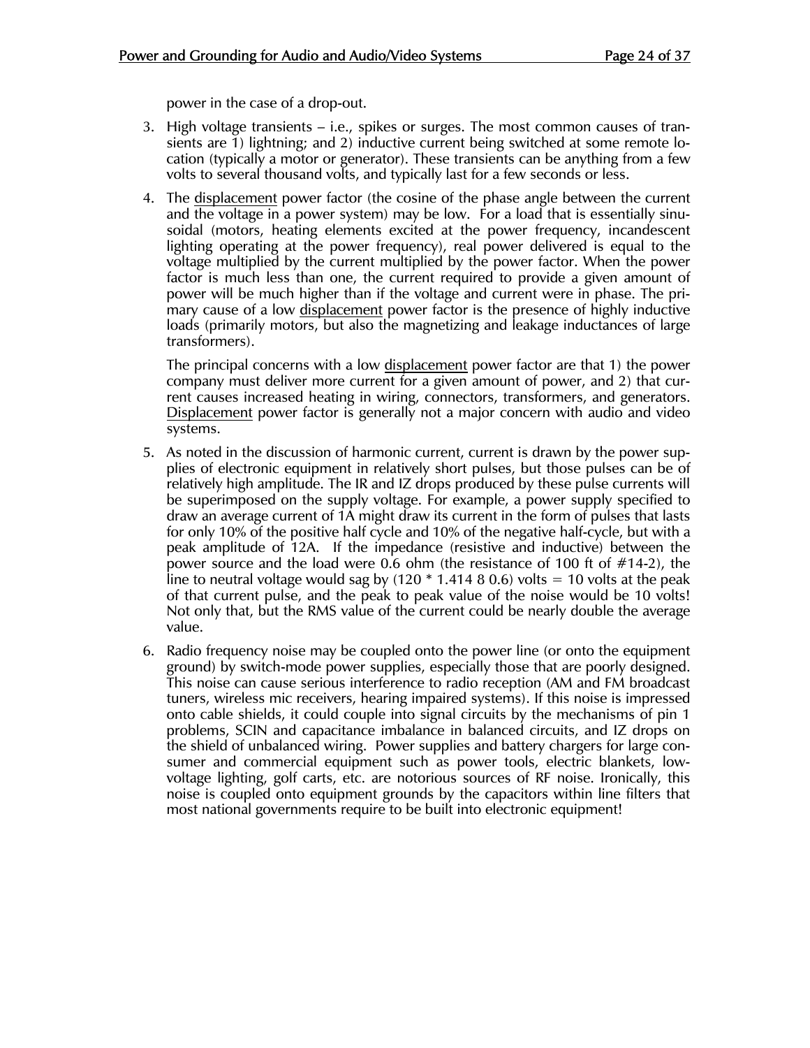power in the case of a drop-out.

3. High voltage transients – i.e., spikes or surges. The most common causes of transients are 1) lightning; and 2) inductive current being switched at some remote location (typically a motor or generator). These transients can be anything from a few volts to several thousand volts, and typically last for a few seconds or less.

4. The <u>displacement</u> power factor (the cosine of the phase angle between the current and the voltage in a power system) may be low. For a load that is essentially sinusoidal (motors, heating elements excited at the power frequency, incandescent lighting operating at the power frequency), real power delivered is equal to the voltage multiplied by the current multiplied by the power factor. When the power factor is much less than one, the current required to provide a given amount of power will be much higher than if the voltage and current were in phase. The primary cause of a low <u>displacement</u> power factor is the presence of highly inductive loads (primarily motors, but also the magnetizing and leakage inductances of large transformers).

   The principal concerns with a low <u>displacement</u> power factor are that 1) the power company must deliver more current for a given amount of power, and 2) that current causes increased heating in wiring, connectors, transformers, and generators. <u>Displacement</u> power factor is generally not a major concern with audio and video systems.

5. As noted in the discussion of harmonic current, current is drawn by the power supplies of electronic equipment in relatively short pulses, but those pulses can be of relatively high amplitude. The IR and IZ drops produced by these pulse currents will be superimposed on the supply voltage. For example, a power supply specified to draw an average current of 1A might draw its current in the form of pulses that lasts for only 10% of the positive half cycle and 10% of the negative half-cycle, but with a peak amplitude of 12A. If the impedance (resistive and inductive) between the power source and the load were 0.6 ohm (the resistance of 100 ft of #14-2), the line to neutral voltage would sag by (120 * 1.414 8 0.6) volts = 10 volts at the peak of that current pulse, and the peak to peak value of the noise would be 10 volts! Not only that, but the RMS value of the current could be nearly double the average value.

6. Radio frequency noise may be coupled onto the power line (or onto the equipment ground) by switch-mode power supplies, especially those that are poorly designed. This noise can cause serious interference to radio reception (AM and FM broadcast tuners, wireless mic receivers, hearing impaired systems). If this noise is impressed onto cable shields, it could couple into signal circuits by the mechanisms of pin 1 problems, SCIN and capacitance imbalance in balanced circuits, and IZ drops on the shield of unbalanced wiring. Power supplies and battery chargers for large consumer and commercial equipment such as power tools, electric blankets, low-voltage lighting, golf carts, etc. are notorious sources of RF noise. Ironically, this noise is coupled onto equipment grounds by the capacitors within line filters that most national governments require to be built into electronic equipment!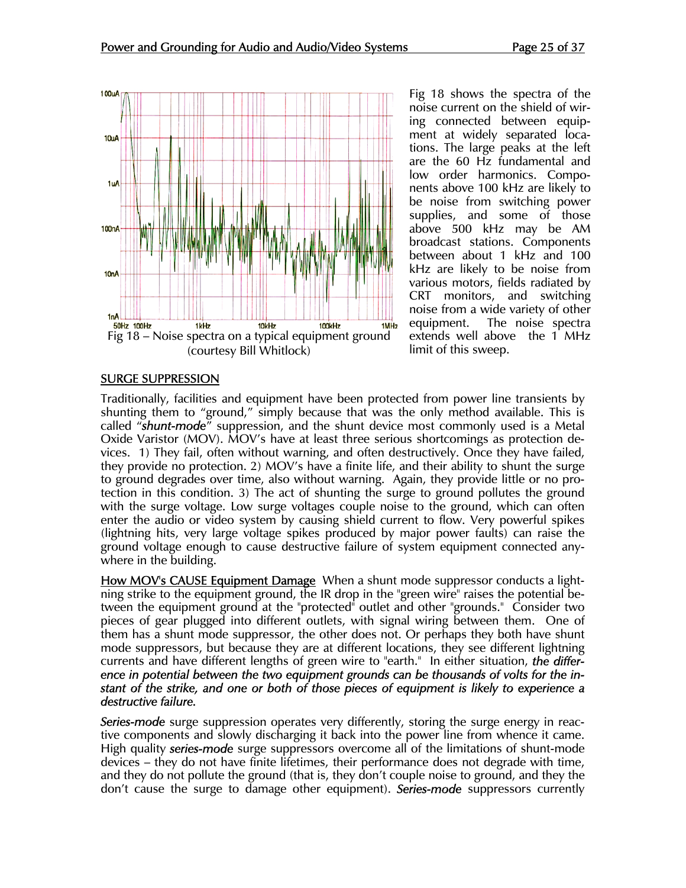Fig 18 – Noise spectra on a typical equipment ground (courtesy Bill Whitlock)

Fig 18 shows the spectra of the noise current on the shield of wiring connected between equipment at widely separated locations. The large peaks at the left are the 60 Hz fundamental and low order harmonics. Components above 100 kHz are likely to be noise from switching power supplies, and some of those above 500 kHz may be AM broadcast stations. Components between about 1 kHz and 100 kHz are likely to be noise from various motors, fields radiated by CRT monitors, and switching noise from a wide variety of other equipment. The noise spectra extends well above the 1 MHz limit of this sweep.

## SURGE SUPPRESSION

Traditionally, facilities and equipment have been protected from power line transients by shunting them to "ground," simply because that was the only method available. This is called "***shunt-mode***" suppression, and the shunt device most commonly used is a Metal Oxide Varistor (MOV). MOV's have at least three serious shortcomings as protection devices. 1) They fail, often without warning, and often destructively. Once they have failed, they provide no protection. 2) MOV's have a finite life, and their ability to shunt the surge to ground degrades over time, also without warning. Again, they provide little or no protection in this condition. 3) The act of shunting the surge to ground pollutes the ground with the surge voltage. Low surge voltages couple noise to the ground, which can often enter the audio or video system by causing shield current to flow. Very powerful spikes (lightning hits, very large voltage spikes produced by major power faults) can raise the ground voltage enough to cause destructive failure of system equipment connected anywhere in the building.

<u>How MOV's CAUSE Equipment Damage</u> When a shunt mode suppressor conducts a lightning strike to the equipment ground, the IR drop in the "green wire" raises the potential between the equipment ground at the "protected" outlet and other "grounds." Consider two pieces of gear plugged into different outlets, with signal wiring between them. One of them has a shunt mode suppressor, the other does not. Or perhaps they both have shunt mode suppressors, but because they are at different locations, they see different lightning currents and have different lengths of green wire to "earth." In either situation, *the difference in potential between the two equipment grounds can be thousands of volts for the instant of the strike, and one or both of those pieces of equipment is likely to experience a destructive failure.*

***Series-mode*** surge suppression operates very differently, storing the surge energy in reactive components and slowly discharging it back into the power line from whence it came. High quality ***series-mode*** surge suppressors overcome all of the limitations of shunt-mode devices – they do not have finite lifetimes, their performance does not degrade with time, and they do not pollute the ground (that is, they don't couple noise to ground, and they the don't cause the surge to damage other equipment). ***Series-mode*** suppressors currently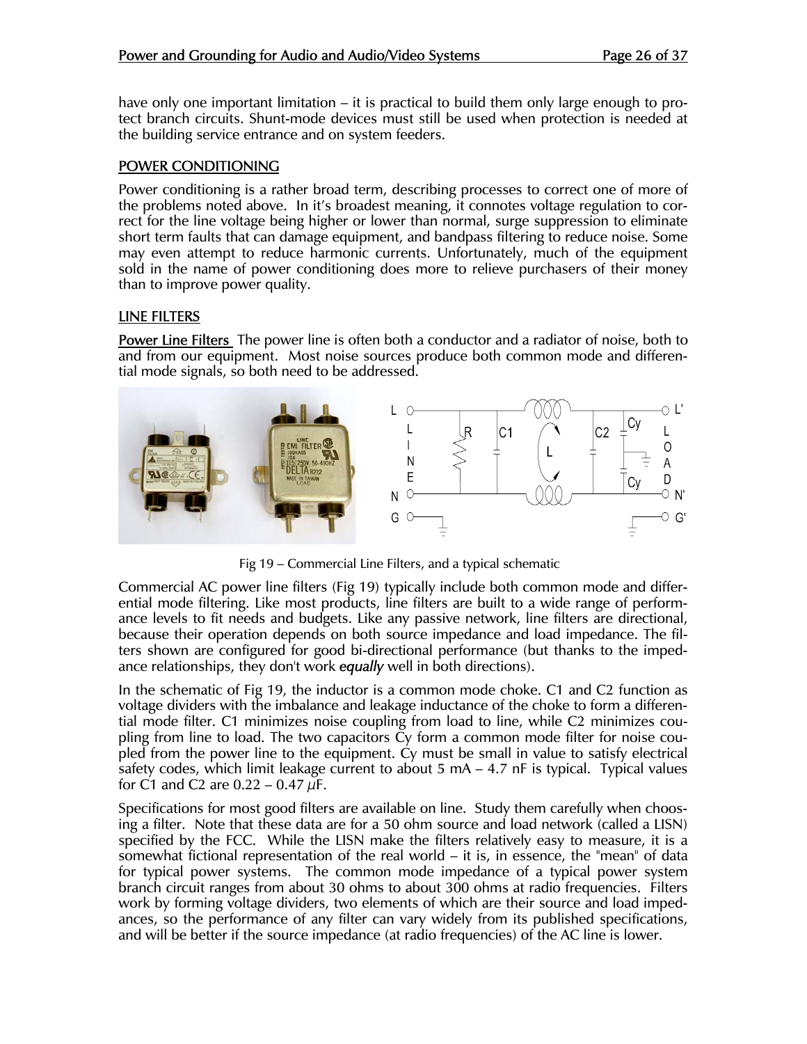have only one important limitation – it is practical to build them only large enough to protect branch circuits. Shunt-mode devices must still be used when protection is needed at the building service entrance and on system feeders.

## POWER CONDITIONING

Power conditioning is a rather broad term, describing processes to correct one of more of the problems noted above. In it's broadest meaning, it connotes voltage regulation to correct for the line voltage being higher or lower than normal, surge suppression to eliminate short term faults that can damage equipment, and bandpass filtering to reduce noise. Some may even attempt to reduce harmonic currents. Unfortunately, much of the equipment sold in the name of power conditioning does more to relieve purchasers of their money than to improve power quality.

## LINE FILTERS

**Power Line Filters** The power line is often both a conductor and a radiator of noise, both to and from our equipment. Most noise sources produce both common mode and differential mode signals, so both need to be addressed.

Fig 19 – Commercial Line Filters, and a typical schematic

Commercial AC power line filters (Fig 19) typically include both common mode and differential mode filtering. Like most products, line filters are built to a wide range of performance levels to fit needs and budgets. Like any passive network, line filters are directional, because their operation depends on both source impedance and load impedance. The filters shown are configured for good bi-directional performance (but thanks to the impedance relationships, they don't work ***equally*** well in both directions).

In the schematic of Fig 19, the inductor is a common mode choke. C1 and C2 function as voltage dividers with the imbalance and leakage inductance of the choke to form a differential mode filter. C1 minimizes noise coupling from load to line, while C2 minimizes coupling from line to load. The two capacitors Cy form a common mode filter for noise coupled from the power line to the equipment. Cy must be small in value to satisfy electrical safety codes, which limit leakage current to about 5 mA – 4.7 nF is typical. Typical values for C1 and C2 are 0.22 – 0.47 $\mu$F.

Specifications for most good filters are available on line. Study them carefully when choosing a filter. Note that these data are for a 50 ohm source and load network (called a LISN) specified by the FCC. While the LISN make the filters relatively easy to measure, it is a somewhat fictional representation of the real world – it is, in essence, the "mean" of data for typical power systems. The common mode impedance of a typical power system branch circuit ranges from about 30 ohms to about 300 ohms at radio frequencies. Filters work by forming voltage dividers, two elements of which are their source and load impedances, so the performance of any filter can vary widely from its published specifications, and will be better if the source impedance (at radio frequencies) of the AC line is lower.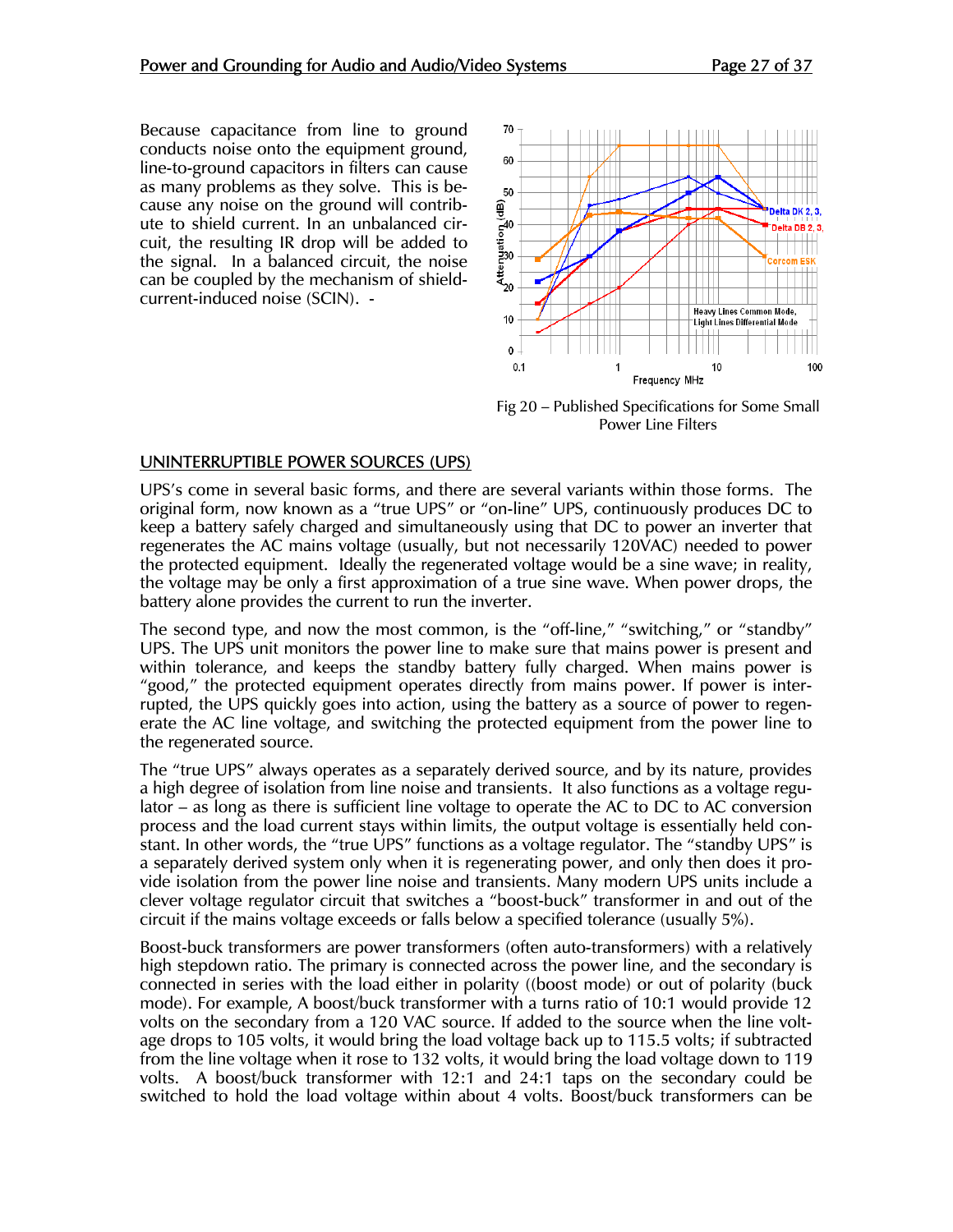Because capacitance from line to ground conducts noise onto the equipment ground, line-to-ground capacitors in filters can cause as many problems as they solve. This is because any noise on the ground will contribute to shield current. In an unbalanced circuit, the resulting IR drop will be added to the signal. In a balanced circuit, the noise can be coupled by the mechanism of shield-current-induced noise (SCIN). -

Fig 20 – Published Specifications for Some Small Power Line Filters

## UNINTERRUPTIBLE POWER SOURCES (UPS)

UPS's come in several basic forms, and there are several variants within those forms. The original form, now known as a "true UPS" or "on-line" UPS, continuously produces DC to keep a battery safely charged and simultaneously using that DC to power an inverter that regenerates the AC mains voltage (usually, but not necessarily 120VAC) needed to power the protected equipment. Ideally the regenerated voltage would be a sine wave; in reality, the voltage may be only a first approximation of a true sine wave. When power drops, the battery alone provides the current to run the inverter.

The second type, and now the most common, is the "off-line," "switching," or "standby" UPS. The UPS unit monitors the power line to make sure that mains power is present and within tolerance, and keeps the standby battery fully charged. When mains power is "good," the protected equipment operates directly from mains power. If power is interrupted, the UPS quickly goes into action, using the battery as a source of power to regenerate the AC line voltage, and switching the protected equipment from the power line to the regenerated source.

The "true UPS" always operates as a separately derived source, and by its nature, provides a high degree of isolation from line noise and transients. It also functions as a voltage regulator – as long as there is sufficient line voltage to operate the AC to DC to AC conversion process and the load current stays within limits, the output voltage is essentially held constant. In other words, the "true UPS" functions as a voltage regulator. The "standby UPS" is a separately derived system only when it is regenerating power, and only then does it provide isolation from the power line noise and transients. Many modern UPS units include a clever voltage regulator circuit that switches a "boost-buck" transformer in and out of the circuit if the mains voltage exceeds or falls below a specified tolerance (usually 5%).

Boost-buck transformers are power transformers (often auto-transformers) with a relatively high stepdown ratio. The primary is connected across the power line, and the secondary is connected in series with the load either in polarity ((boost mode) or out of polarity (buck mode). For example, A boost/buck transformer with a turns ratio of 10:1 would provide 12 volts on the secondary from a 120 VAC source. If added to the source when the line voltage drops to 105 volts, it would bring the load voltage back up to 115.5 volts; if subtracted from the line voltage when it rose to 132 volts, it would bring the load voltage down to 119 volts. A boost/buck transformer with 12:1 and 24:1 taps on the secondary could be switched to hold the load voltage within about 4 volts. Boost/buck transformers can be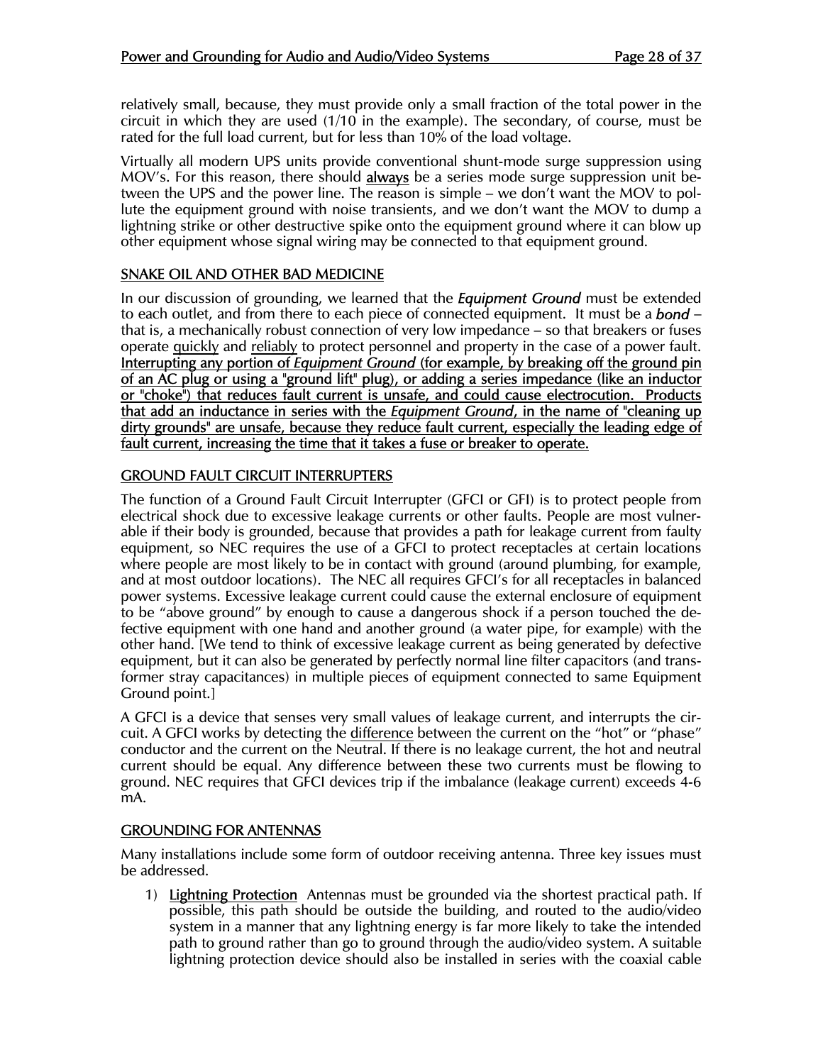relatively small, because, they must provide only a small fraction of the total power in the circuit in which they are used (1/10 in the example). The secondary, of course, must be rated for the full load current, but for less than 10% of the load voltage.

Virtually all modern UPS units provide conventional shunt-mode surge suppression using MOV's. For this reason, there should **always** be a series mode surge suppression unit between the UPS and the power line. The reason is simple – we don't want the MOV to pollute the equipment ground with noise transients, and we don't want the MOV to dump a lightning strike or other destructive spike onto the equipment ground where it can blow up other equipment whose signal wiring may be connected to that equipment ground.

## SNAKE OIL AND OTHER BAD MEDICINE

In our discussion of grounding, we learned that the ***Equipment Ground*** must be extended to each outlet, and from there to each piece of connected equipment. It must be a ***bond*** – that is, a mechanically robust connection of very low impedance – so that breakers or fuses operate quickly and reliably to protect personnel and property in the case of a power fault. **Interrupting any portion of *Equipment Ground* (for example, by breaking off the ground pin of an AC plug or using a "ground lift" plug), or adding a series impedance (like an inductor or "choke") that reduces fault current is unsafe, and could cause electrocution. Products that add an inductance in series with the *Equipment Ground*, in the name of "cleaning up dirty grounds" are unsafe, because they reduce fault current, especially the leading edge of fault current, increasing the time that it takes a fuse or breaker to operate.**

## GROUND FAULT CIRCUIT INTERRUPTERS

The function of a Ground Fault Circuit Interrupter (GFCI or GFI) is to protect people from electrical shock due to excessive leakage currents or other faults. People are most vulnerable if their body is grounded, because that provides a path for leakage current from faulty equipment, so NEC requires the use of a GFCI to protect receptacles at certain locations where people are most likely to be in contact with ground (around plumbing, for example, and at most outdoor locations). The NEC all requires GFCI's for all receptacles in balanced power systems. Excessive leakage current could cause the external enclosure of equipment to be "above ground" by enough to cause a dangerous shock if a person touched the defective equipment with one hand and another ground (a water pipe, for example) with the other hand. [We tend to think of excessive leakage current as being generated by defective equipment, but it can also be generated by perfectly normal line filter capacitors (and transformer stray capacitances) in multiple pieces of equipment connected to same Equipment Ground point.]

A GFCI is a device that senses very small values of leakage current, and interrupts the circuit. A GFCI works by detecting the difference between the current on the "hot" or "phase" conductor and the current on the Neutral. If there is no leakage current, the hot and neutral current should be equal. Any difference between these two currents must be flowing to ground. NEC requires that GFCI devices trip if the imbalance (leakage current) exceeds 4-6 mA.

## GROUNDING FOR ANTENNAS

Many installations include some form of outdoor receiving antenna. Three key issues must be addressed.

1) **Lightning Protection** Antennas must be grounded via the shortest practical path. If possible, this path should be outside the building, and routed to the audio/video system in a manner that any lightning energy is far more likely to take the intended path to ground rather than go to ground through the audio/video system. A suitable lightning protection device should also be installed in series with the coaxial cable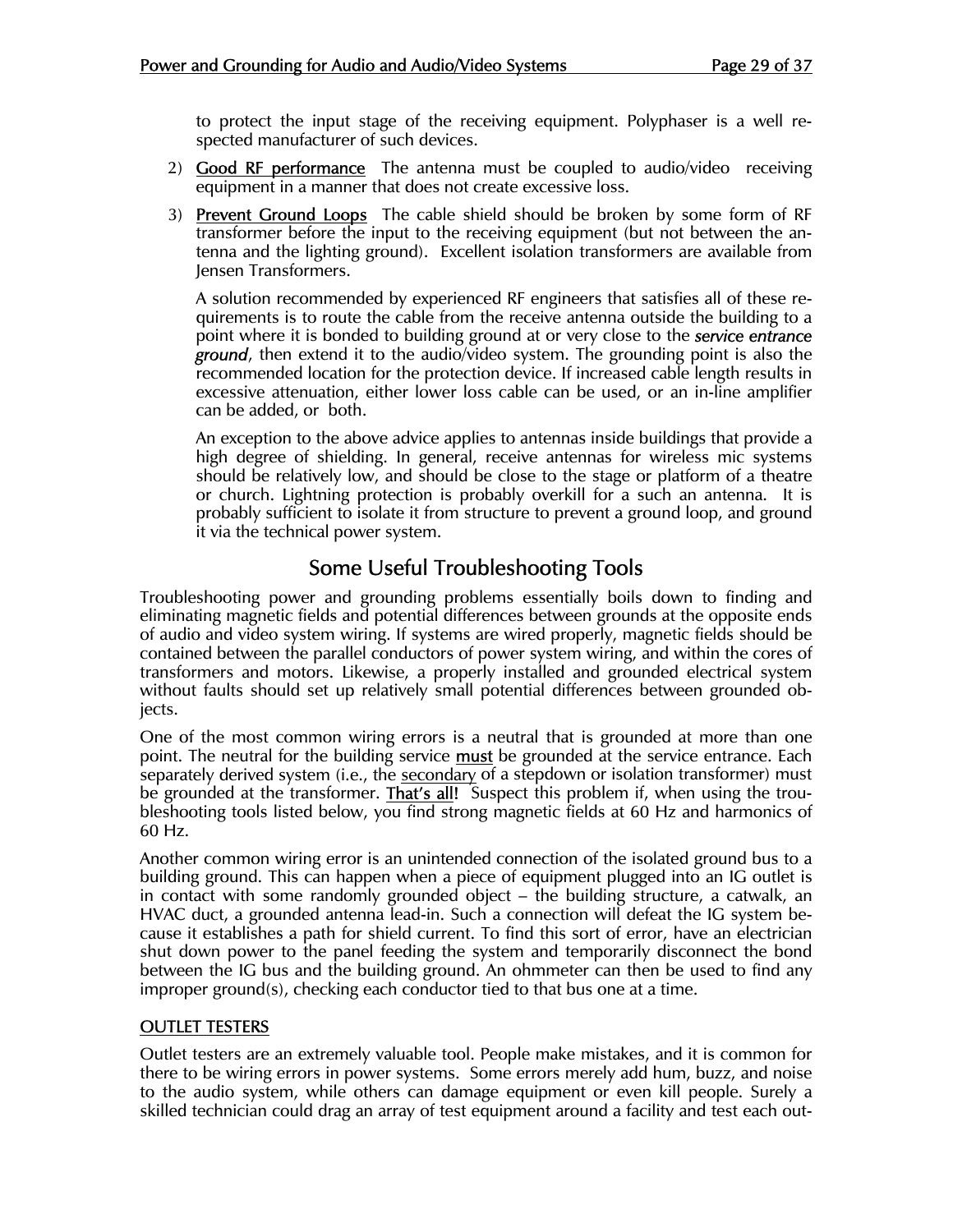to protect the input stage of the receiving equipment. Polyphaser is a well respected manufacturer of such devices.

2) <u>Good RF performance</u> The antenna must be coupled to audio/video receiving equipment in a manner that does not create excessive loss.

3) <u>Prevent Ground Loops</u> The cable shield should be broken by some form of RF transformer before the input to the receiving equipment (but not between the antenna and the lighting ground). Excellent isolation transformers are available from Jensen Transformers.

   A solution recommended by experienced RF engineers that satisfies all of these requirements is to route the cable from the receive antenna outside the building to a point where it is bonded to building ground at or very close to the ***service entrance ground***, then extend it to the audio/video system. The grounding point is also the recommended location for the protection device. If increased cable length results in excessive attenuation, either lower loss cable can be used, or an in-line amplifier can be added, or both.

   An exception to the above advice applies to antennas inside buildings that provide a high degree of shielding. In general, receive antennas for wireless mic systems should be relatively low, and should be close to the stage or platform of a theatre or church. Lightning protection is probably overkill for a such an antenna. It is probably sufficient to isolate it from structure to prevent a ground loop, and ground it via the technical power system.

## Some Useful Troubleshooting Tools

Troubleshooting power and grounding problems essentially boils down to finding and eliminating magnetic fields and potential differences between grounds at the opposite ends of audio and video system wiring. If systems are wired properly, magnetic fields should be contained between the parallel conductors of power system wiring, and within the cores of transformers and motors. Likewise, a properly installed and grounded electrical system without faults should set up relatively small potential differences between grounded objects.

One of the most common wiring errors is a neutral that is grounded at more than one point. The neutral for the building service **<u>must</u>** be grounded at the service entrance. Each separately derived system (i.e., the <u>secondary</u> of a stepdown or isolation transformer) must be grounded at the transformer. **<u>That's all!</u>** Suspect this problem if, when using the troubleshooting tools listed below, you find strong magnetic fields at 60 Hz and harmonics of 60 Hz.

Another common wiring error is an unintended connection of the isolated ground bus to a building ground. This can happen when a piece of equipment plugged into an IG outlet is in contact with some randomly grounded object – the building structure, a catwalk, an HVAC duct, a grounded antenna lead-in. Such a connection will defeat the IG system because it establishes a path for shield current. To find this sort of error, have an electrician shut down power to the panel feeding the system and temporarily disconnect the bond between the IG bus and the building ground. An ohmmeter can then be used to find any improper ground(s), checking each conductor tied to that bus one at a time.

### <u>OUTLET TESTERS</u>

Outlet testers are an extremely valuable tool. People make mistakes, and it is common for there to be wiring errors in power systems. Some errors merely add hum, buzz, and noise to the audio system, while others can damage equipment or even kill people. Surely a skilled technician could drag an array of test equipment around a facility and test each out-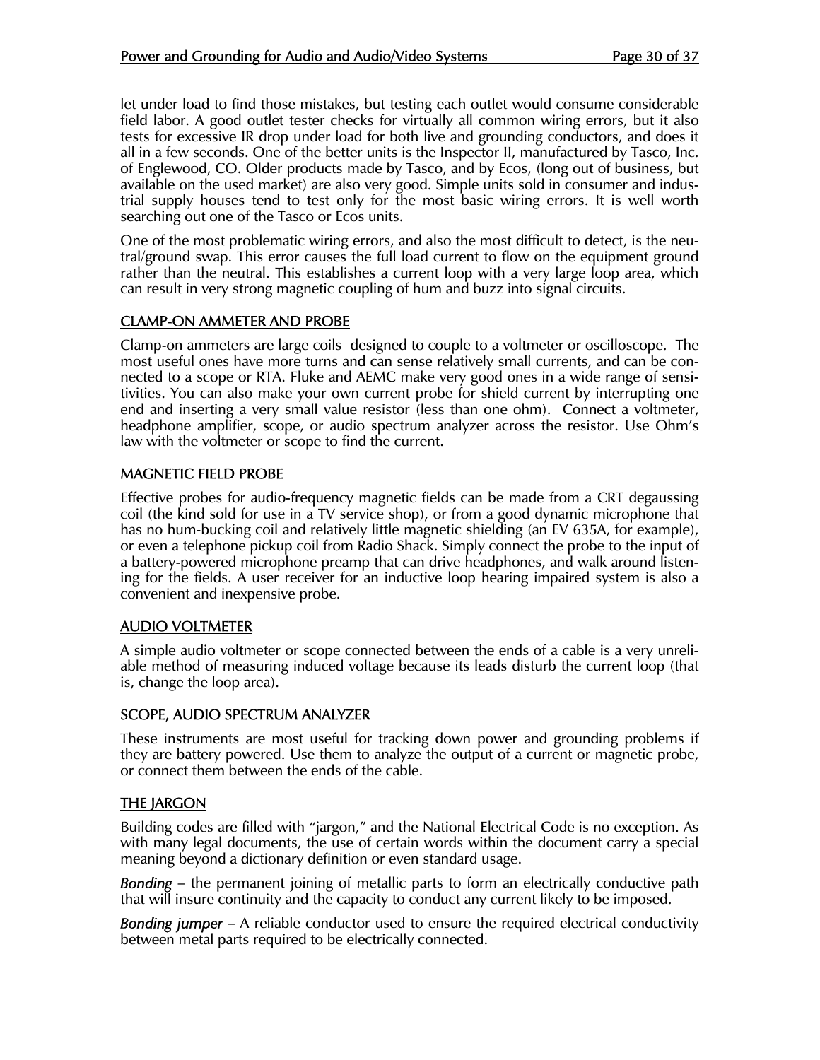let under load to find those mistakes, but testing each outlet would consume considerable field labor. A good outlet tester checks for virtually all common wiring errors, but it also tests for excessive IR drop under load for both live and grounding conductors, and does it all in a few seconds. One of the better units is the Inspector II, manufactured by Tasco, Inc. of Englewood, CO. Older products made by Tasco, and by Ecos, (long out of business, but available on the used market) are also very good. Simple units sold in consumer and industrial supply houses tend to test only for the most basic wiring errors. It is well worth searching out one of the Tasco or Ecos units.

One of the most problematic wiring errors, and also the most difficult to detect, is the neutral/ground swap. This error causes the full load current to flow on the equipment ground rather than the neutral. This establishes a current loop with a very large loop area, which can result in very strong magnetic coupling of hum and buzz into signal circuits.

### CLAMP-ON AMMETER AND PROBE

Clamp-on ammeters are large coils designed to couple to a voltmeter or oscilloscope. The most useful ones have more turns and can sense relatively small currents, and can be connected to a scope or RTA. Fluke and AEMC make very good ones in a wide range of sensitivities. You can also make your own current probe for shield current by interrupting one end and inserting a very small value resistor (less than one ohm). Connect a voltmeter, headphone amplifier, scope, or audio spectrum analyzer across the resistor. Use Ohm's law with the voltmeter or scope to find the current.

### MAGNETIC FIELD PROBE

Effective probes for audio-frequency magnetic fields can be made from a CRT degaussing coil (the kind sold for use in a TV service shop), or from a good dynamic microphone that has no hum-bucking coil and relatively little magnetic shielding (an EV 635A, for example), or even a telephone pickup coil from Radio Shack. Simply connect the probe to the input of a battery-powered microphone preamp that can drive headphones, and walk around listening for the fields. A user receiver for an inductive loop hearing impaired system is also a convenient and inexpensive probe.

### AUDIO VOLTMETER

A simple audio voltmeter or scope connected between the ends of a cable is a very unreliable method of measuring induced voltage because its leads disturb the current loop (that is, change the loop area).

### SCOPE, AUDIO SPECTRUM ANALYZER

These instruments are most useful for tracking down power and grounding problems if they are battery powered. Use them to analyze the output of a current or magnetic probe, or connect them between the ends of the cable.

### THE JARGON

Building codes are filled with "jargon," and the National Electrical Code is no exception. As with many legal documents, the use of certain words within the document carry a special meaning beyond a dictionary definition or even standard usage.

*Bonding* – the permanent joining of metallic parts to form an electrically conductive path that will insure continuity and the capacity to conduct any current likely to be imposed.

*Bonding jumper* – A reliable conductor used to ensure the required electrical conductivity between metal parts required to be electrically connected.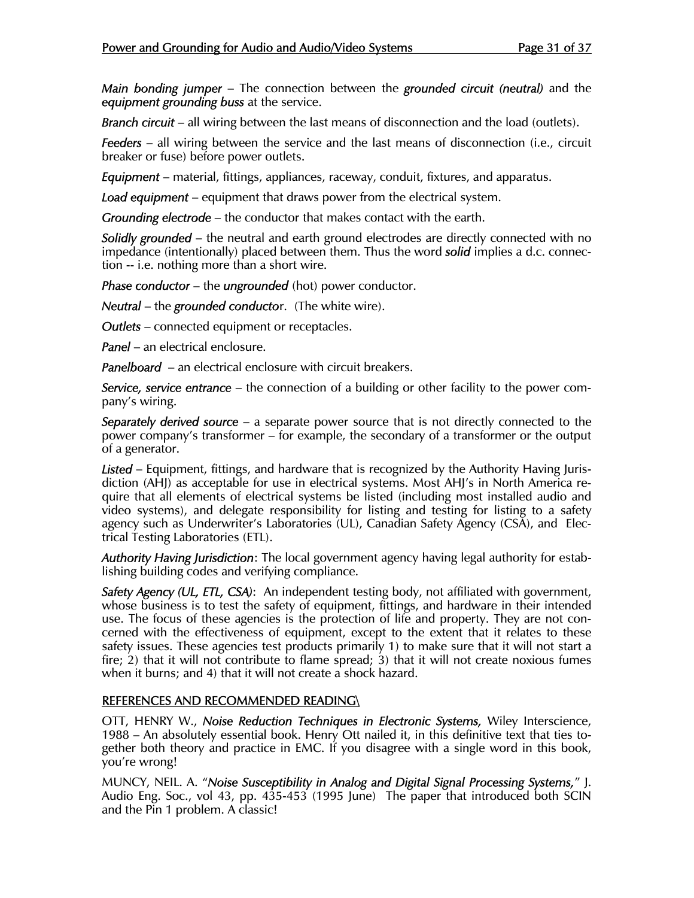*Main bonding jumper* – The connection between the *grounded circuit (neutral)* and the *equipment grounding buss* at the service.

*Branch circuit* – all wiring between the last means of disconnection and the load (outlets).

*Feeders* – all wiring between the service and the last means of disconnection (i.e., circuit breaker or fuse) before power outlets.

*Equipment* – material, fittings, appliances, raceway, conduit, fixtures, and apparatus.

*Load equipment* – equipment that draws power from the electrical system.

*Grounding electrode* – the conductor that makes contact with the earth.

*Solidly grounded* – the neutral and earth ground electrodes are directly connected with no impedance (intentionally) placed between them. Thus the word *solid* implies a d.c. connection -- i.e. nothing more than a short wire.

*Phase conductor* – the *ungrounded* (hot) power conductor.

*Neutral* – the *grounded conductor*. (The white wire).

*Outlets* – connected equipment or receptacles.

*Panel* – an electrical enclosure.

*Panelboard* – an electrical enclosure with circuit breakers.

*Service, service entrance* – the connection of a building or other facility to the power company's wiring.

*Separately derived source* – a separate power source that is not directly connected to the power company's transformer – for example, the secondary of a transformer or the output of a generator.

*Listed* – Equipment, fittings, and hardware that is recognized by the Authority Having Jurisdiction (AHJ) as acceptable for use in electrical systems. Most AHJ's in North America require that all elements of electrical systems be listed (including most installed audio and video systems), and delegate responsibility for listing and testing for listing to a safety agency such as Underwriter's Laboratories (UL), Canadian Safety Agency (CSA), and Electrical Testing Laboratories (ETL).

*Authority Having Jurisdiction*: The local government agency having legal authority for establishing building codes and verifying compliance.

*Safety Agency (UL, ETL, CSA)*: An independent testing body, not affiliated with government, whose business is to test the safety of equipment, fittings, and hardware in their intended use. The focus of these agencies is the protection of life and property. They are not concerned with the effectiveness of equipment, except to the extent that it relates to these safety issues. These agencies test products primarily 1) to make sure that it will not start a fire; 2) that it will not contribute to flame spread; 3) that it will not create noxious fumes when it burns; and 4) that it will not create a shock hazard.

## REFERENCES AND RECOMMENDED READING\

OTT, HENRY W., *Noise Reduction Techniques in Electronic Systems,* Wiley Interscience, 1988 – An absolutely essential book. Henry Ott nailed it, in this definitive text that ties together both theory and practice in EMC. If you disagree with a single word in this book, you're wrong!

MUNCY, NEIL. A. "*Noise Susceptibility in Analog and Digital Signal Processing Systems,*" J. Audio Eng. Soc., vol 43, pp. 435-453 (1995 June) The paper that introduced both SCIN and the Pin 1 problem. A classic!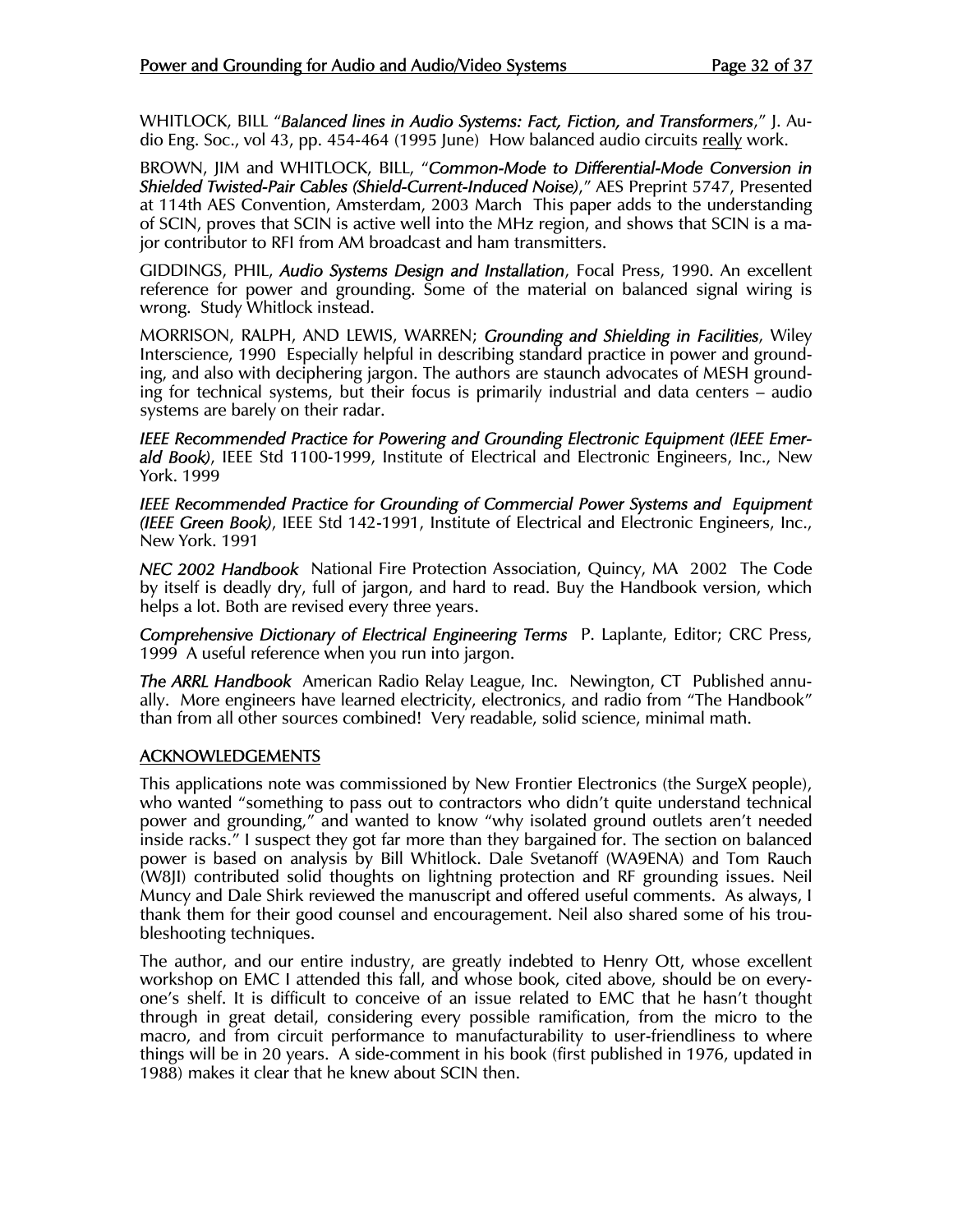WHITLOCK, BILL "*Balanced lines in Audio Systems: Fact, Fiction, and Transformers*," J. Audio Eng. Soc., vol 43, pp. 454-464 (1995 June) How balanced audio circuits really work.

BROWN, JIM and WHITLOCK, BILL, "*Common-Mode to Differential-Mode Conversion in Shielded Twisted-Pair Cables (Shield-Current-Induced Noise)*," AES Preprint 5747, Presented at 114th AES Convention, Amsterdam, 2003 March This paper adds to the understanding of SCIN, proves that SCIN is active well into the MHz region, and shows that SCIN is a major contributor to RFI from AM broadcast and ham transmitters.

GIDDINGS, PHIL, *Audio Systems Design and Installation*, Focal Press, 1990. An excellent reference for power and grounding. Some of the material on balanced signal wiring is wrong. Study Whitlock instead.

MORRISON, RALPH, AND LEWIS, WARREN; *Grounding and Shielding in Facilities*, Wiley Interscience, 1990 Especially helpful in describing standard practice in power and grounding, and also with deciphering jargon. The authors are staunch advocates of MESH grounding for technical systems, but their focus is primarily industrial and data centers – audio systems are barely on their radar.

*IEEE Recommended Practice for Powering and Grounding Electronic Equipment (IEEE Emerald Book)*, IEEE Std 1100-1999, Institute of Electrical and Electronic Engineers, Inc., New York. 1999

*IEEE Recommended Practice for Grounding of Commercial Power Systems and Equipment (IEEE Green Book)*, IEEE Std 142-1991, Institute of Electrical and Electronic Engineers, Inc., New York. 1991

*NEC 2002 Handbook* National Fire Protection Association, Quincy, MA 2002 The Code by itself is deadly dry, full of jargon, and hard to read. Buy the Handbook version, which helps a lot. Both are revised every three years.

*Comprehensive Dictionary of Electrical Engineering Terms* P. Laplante, Editor; CRC Press, 1999 A useful reference when you run into jargon.

*The ARRL Handbook* American Radio Relay League, Inc. Newington, CT Published annually. More engineers have learned electricity, electronics, and radio from "The Handbook" than from all other sources combined! Very readable, solid science, minimal math.

## ACKNOWLEDGEMENTS

This applications note was commissioned by New Frontier Electronics (the SurgeX people), who wanted "something to pass out to contractors who didn't quite understand technical power and grounding," and wanted to know "why isolated ground outlets aren't needed inside racks." I suspect they got far more than they bargained for. The section on balanced power is based on analysis by Bill Whitlock. Dale Svetanoff (WA9ENA) and Tom Rauch (W8JI) contributed solid thoughts on lightning protection and RF grounding issues. Neil Muncy and Dale Shirk reviewed the manuscript and offered useful comments. As always, I thank them for their good counsel and encouragement. Neil also shared some of his troubleshooting techniques.

The author, and our entire industry, are greatly indebted to Henry Ott, whose excellent workshop on EMC I attended this fall, and whose book, cited above, should be on everyone's shelf. It is difficult to conceive of an issue related to EMC that he hasn't thought through in great detail, considering every possible ramification, from the micro to the macro, and from circuit performance to manufacturability to user-friendliness to where things will be in 20 years. A side-comment in his book (first published in 1976, updated in 1988) makes it clear that he knew about SCIN then.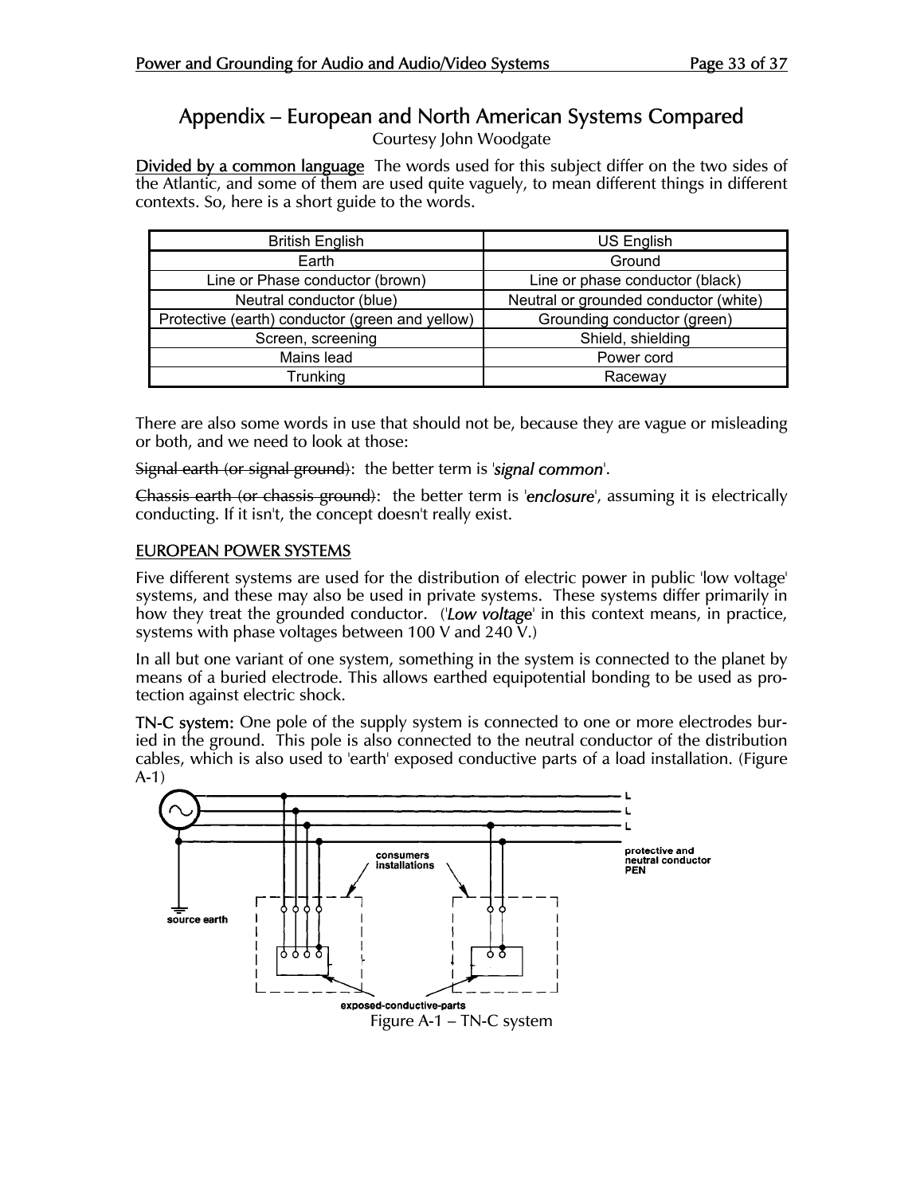# Appendix – European and North American Systems Compared

Courtesy John Woodgate

**Divided by a common language** The words used for this subject differ on the two sides of the Atlantic, and some of them are used quite vaguely, to mean different things in different contexts. So, here is a short guide to the words.

| British English | US English |
|---|---|
| Earth | Ground |
| Line or Phase conductor (brown) | Line or phase conductor (black) |
| Neutral conductor (blue) | Neutral or grounded conductor (white) |
| Protective (earth) conductor (green and yellow) | Grounding conductor (green) |
| Screen, screening | Shield, shielding |
| Mains lead | Power cord |
| Trunking | Raceway |

There are also some words in use that should not be, because they are vague or misleading or both, and we need to look at those:

~~Signal earth (or signal ground)~~: the better term is '*signal common*'.

~~Chassis earth (or chassis ground)~~: the better term is '*enclosure*', assuming it is electrically conducting. If it isn't, the concept doesn't really exist.

## EUROPEAN POWER SYSTEMS

Five different systems are used for the distribution of electric power in public 'low voltage' systems, and these may also be used in private systems. These systems differ primarily in how they treat the grounded conductor. ('*Low voltage*' in this context means, in practice, systems with phase voltages between 100 V and 240 V.)

In all but one variant of one system, something in the system is connected to the planet by means of a buried electrode. This allows earthed equipotential bonding to be used as protection against electric shock.

**TN-C system:** One pole of the supply system is connected to one or more electrodes buried in the ground. This pole is also connected to the neutral conductor of the distribution cables, which is also used to 'earth' exposed conductive parts of a load installation. (Figure A-1)

Figure A-1 – TN-C system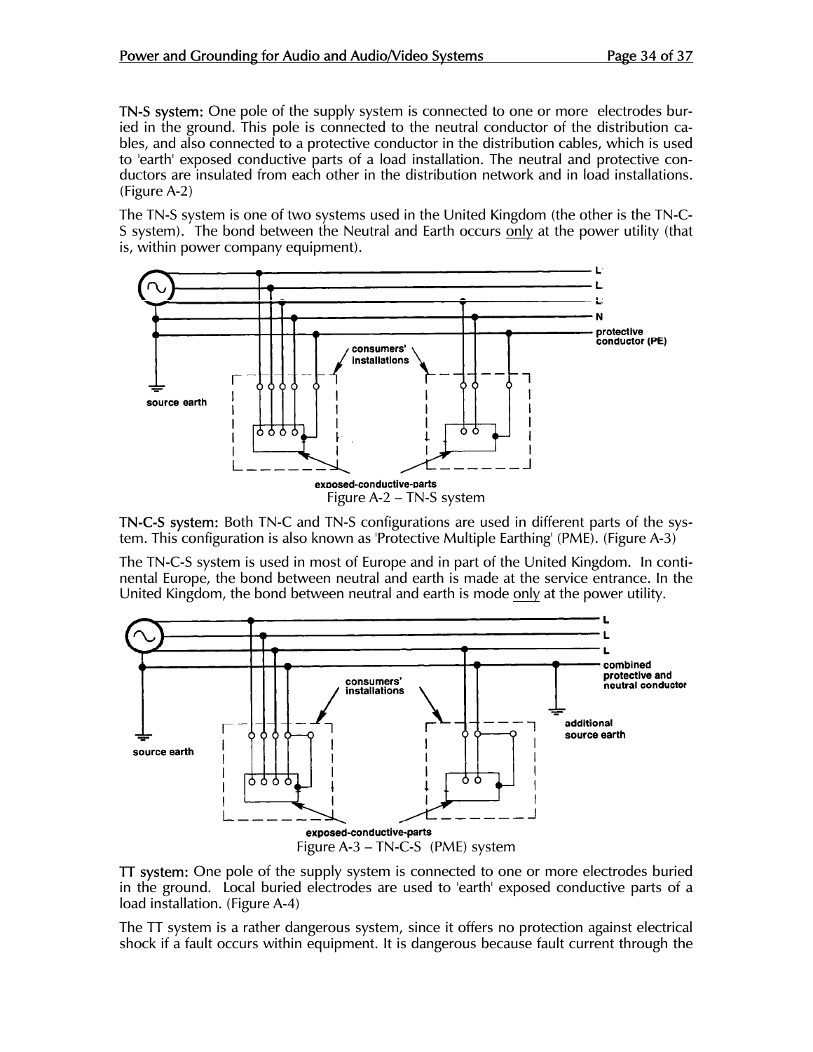**TN-S system:** One pole of the supply system is connected to one or more electrodes buried in the ground. This pole is connected to the neutral conductor of the distribution cables, and also connected to a protective conductor in the distribution cables, which is used to 'earth' exposed conductive parts of a load installation. The neutral and protective conductors are insulated from each other in the distribution network and in load installations. (Figure A-2)

The TN-S system is one of two systems used in the United Kingdom (the other is the TN-C-S system). The bond between the Neutral and Earth occurs <u>only</u> at the power utility (that is, within power company equipment).

Figure A-2 – TN-S system

**TN-C-S system:** Both TN-C and TN-S configurations are used in different parts of the system. This configuration is also known as 'Protective Multiple Earthing' (PME). (Figure A-3)

The TN-C-S system is used in most of Europe and in part of the United Kingdom. In continental Europe, the bond between neutral and earth is made at the service entrance. In the United Kingdom, the bond between neutral and earth is mode <u>only</u> at the power utility.

Figure A-3 – TN-C-S (PME) system

**TT system:** One pole of the supply system is connected to one or more electrodes buried in the ground. Local buried electrodes are used to 'earth' exposed conductive parts of a load installation. (Figure A-4)

The TT system is a rather dangerous system, since it offers no protection against electrical shock if a fault occurs within equipment. It is dangerous because fault current through the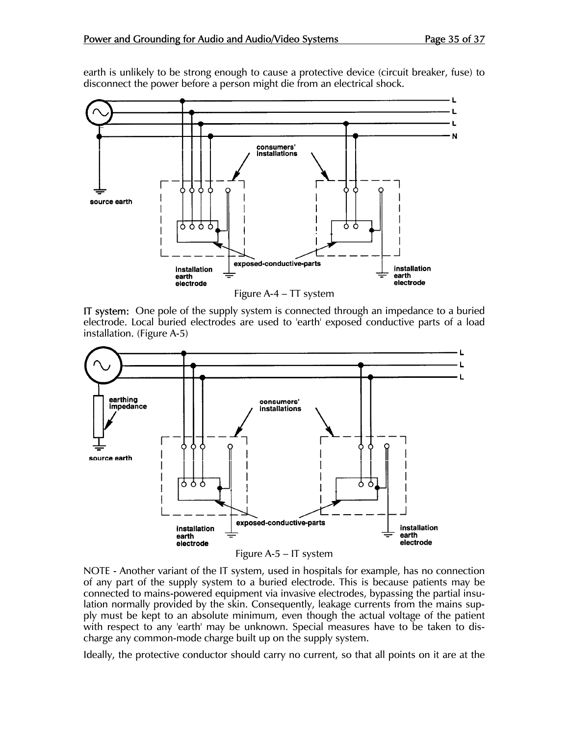earth is unlikely to be strong enough to cause a protective device (circuit breaker, fuse) to disconnect the power before a person might die from an electrical shock.

Figure A-4 – TT system

**IT system:** One pole of the supply system is connected through an impedance to a buried electrode. Local buried electrodes are used to 'earth' exposed conductive parts of a load installation. (Figure A-5)

Figure A-5 – IT system

NOTE - Another variant of the IT system, used in hospitals for example, has no connection of any part of the supply system to a buried electrode. This is because patients may be connected to mains-powered equipment via invasive electrodes, bypassing the partial insulation normally provided by the skin. Consequently, leakage currents from the mains supply must be kept to an absolute minimum, even though the actual voltage of the patient with respect to any 'earth' may be unknown. Special measures have to be taken to discharge any common-mode charge built up on the supply system.

Ideally, the protective conductor should carry no current, so that all points on it are at the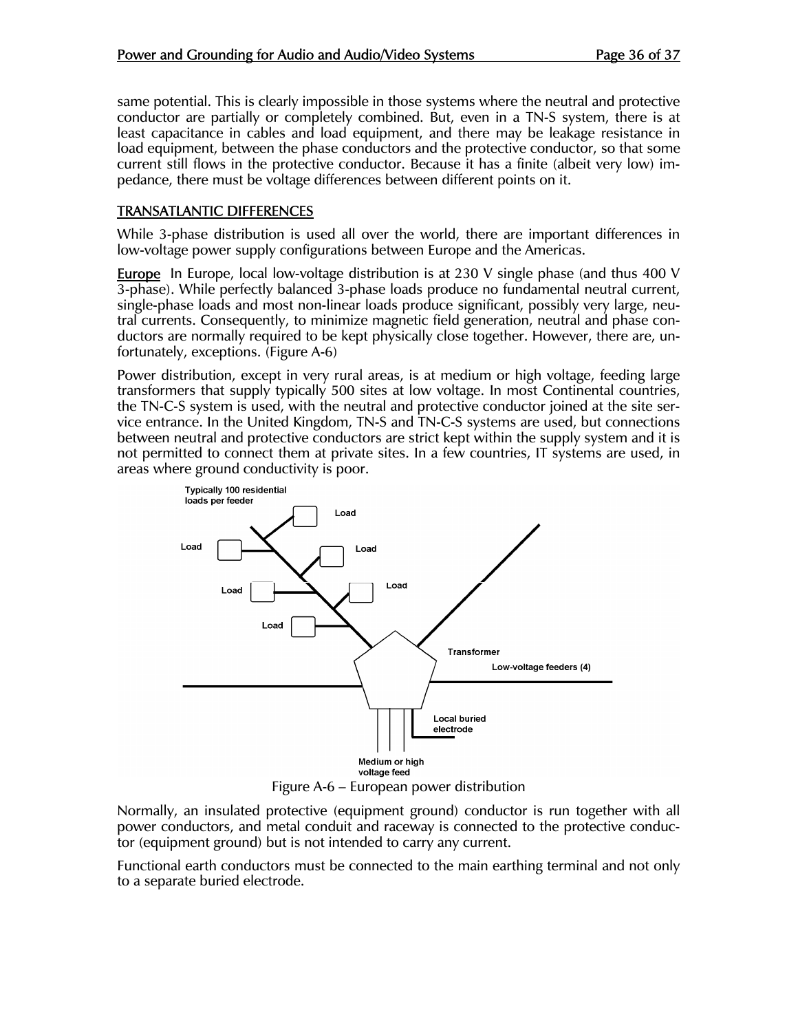same potential. This is clearly impossible in those systems where the neutral and protective conductor are partially or completely combined. But, even in a TN-S system, there is at least capacitance in cables and load equipment, and there may be leakage resistance in load equipment, between the phase conductors and the protective conductor, so that some current still flows in the protective conductor. Because it has a finite (albeit very low) impedance, there must be voltage differences between different points on it.

## TRANSATLANTIC DIFFERENCES

While 3-phase distribution is used all over the world, there are important differences in low-voltage power supply configurations between Europe and the Americas.

**Europe** In Europe, local low-voltage distribution is at 230 V single phase (and thus 400 V 3-phase). While perfectly balanced 3-phase loads produce no fundamental neutral current, single-phase loads and most non-linear loads produce significant, possibly very large, neutral currents. Consequently, to minimize magnetic field generation, neutral and phase conductors are normally required to be kept physically close together. However, there are, unfortunately, exceptions. (Figure A-6)

Power distribution, except in very rural areas, is at medium or high voltage, feeding large transformers that supply typically 500 sites at low voltage. In most Continental countries, the TN-C-S system is used, with the neutral and protective conductor joined at the site service entrance. In the United Kingdom, TN-S and TN-C-S systems are used, but connections between neutral and protective conductors are strict kept within the supply system and it is not permitted to connect them at private sites. In a few countries, IT systems are used, in areas where ground conductivity is poor.

Figure A-6 – European power distribution

Normally, an insulated protective (equipment ground) conductor is run together with all power conductors, and metal conduit and raceway is connected to the protective conductor (equipment ground) but is not intended to carry any current.

Functional earth conductors must be connected to the main earthing terminal and not only to a separate buried electrode.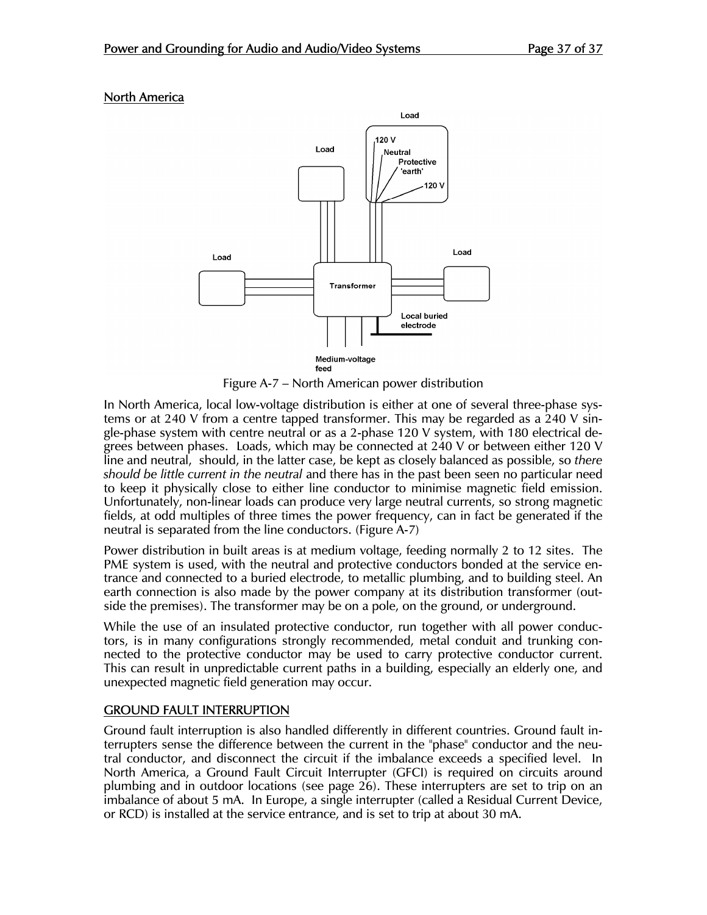## North America

Load

120 V

Neutral

Protective 'earth'

120 V

Load

Load

Load

Transformer

Local buried electrode

Medium-voltage feed

Figure A-7 – North American power distribution

In North America, local low-voltage distribution is either at one of several three-phase systems or at 240 V from a centre tapped transformer. This may be regarded as a 240 V single-phase system with centre neutral or as a 2-phase 120 V system, with 180 electrical degrees between phases. Loads, which may be connected at 240 V or between either 120 V line and neutral, should, in the latter case, be kept as closely balanced as possible, so *there should be little current in the neutral* and there has in the past been seen no particular need to keep it physically close to either line conductor to minimise magnetic field emission. Unfortunately, non-linear loads can produce very large neutral currents, so strong magnetic fields, at odd multiples of three times the power frequency, can in fact be generated if the neutral is separated from the line conductors. (Figure A-7)

Power distribution in built areas is at medium voltage, feeding normally 2 to 12 sites. The PME system is used, with the neutral and protective conductors bonded at the service entrance and connected to a buried electrode, to metallic plumbing, and to building steel. An earth connection is also made by the power company at its distribution transformer (outside the premises). The transformer may be on a pole, on the ground, or underground.

While the use of an insulated protective conductor, run together with all power conductors, is in many configurations strongly recommended, metal conduit and trunking connected to the protective conductor may be used to carry protective conductor current. This can result in unpredictable current paths in a building, especially an elderly one, and unexpected magnetic field generation may occur.

## GROUND FAULT INTERRUPTION

Ground fault interruption is also handled differently in different countries. Ground fault interrupters sense the difference between the current in the "phase" conductor and the neutral conductor, and disconnect the circuit if the imbalance exceeds a specified level. In North America, a Ground Fault Circuit Interrupter (GFCI) is required on circuits around plumbing and in outdoor locations (see page 26). These interrupters are set to trip on an imbalance of about 5 mA. In Europe, a single interrupter (called a Residual Current Device, or RCD) is installed at the service entrance, and is set to trip at about 30 mA.